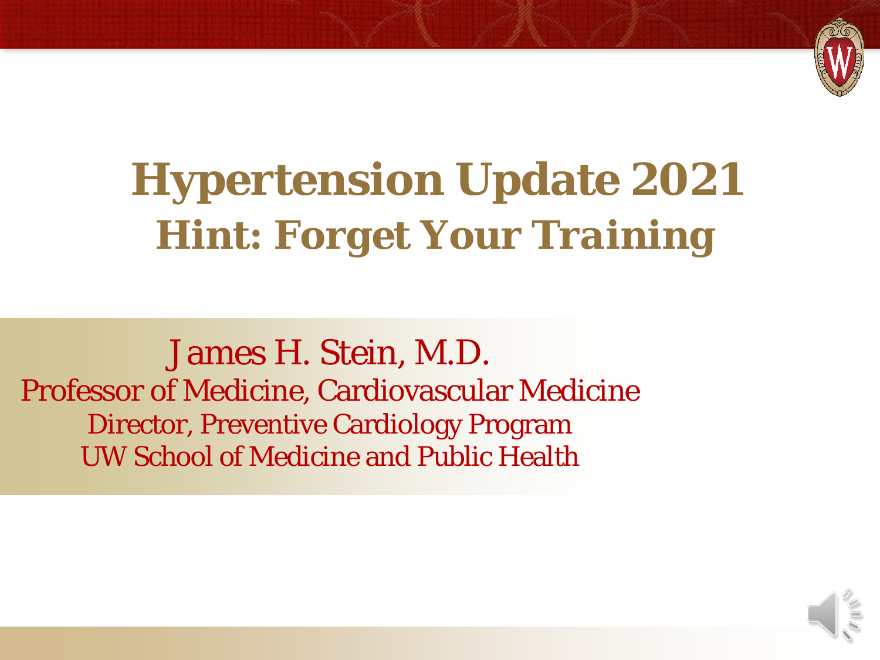# Hypertension Update 2021

## Hint: Forget Your Training

James H. Stein, M.D.

Professor of Medicine, Cardiovascular Medicine

Director, Preventive Cardiology Program

UW School of Medicine and Public Health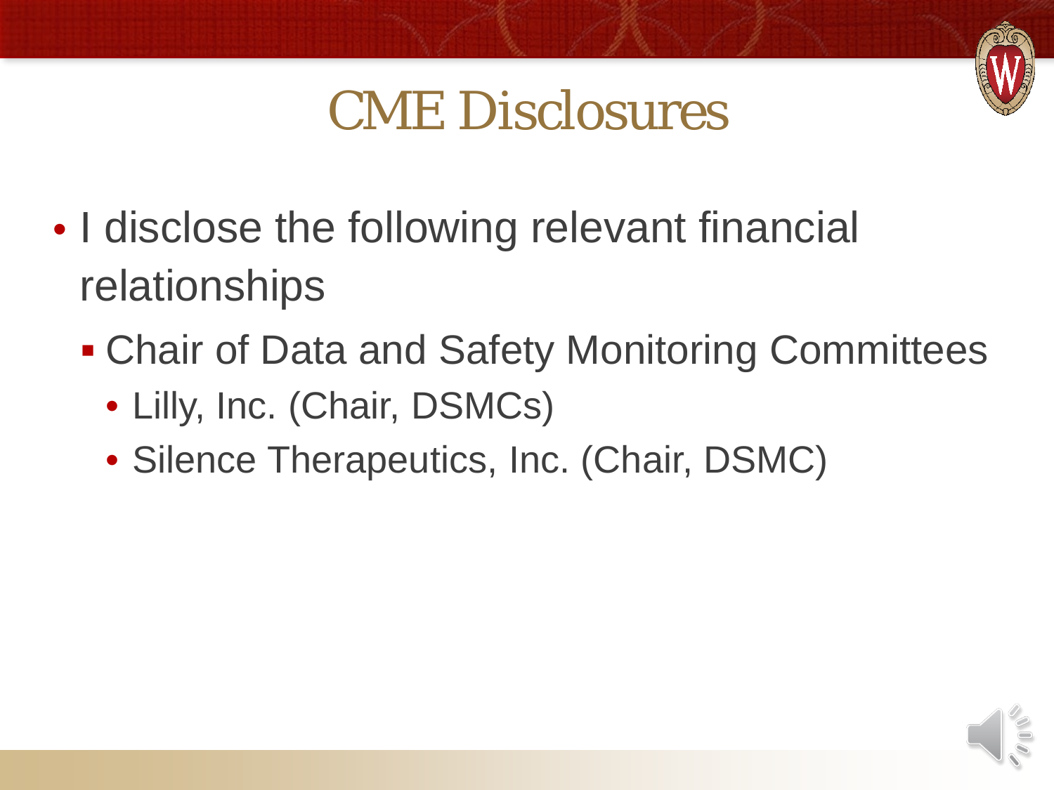# CME Disclosures

- I disclose the following relevant financial relationships
  - Chair of Data and Safety Monitoring Committees
    - Lilly, Inc. (Chair, DSMCs)
    - Silence Therapeutics, Inc. (Chair, DSMC)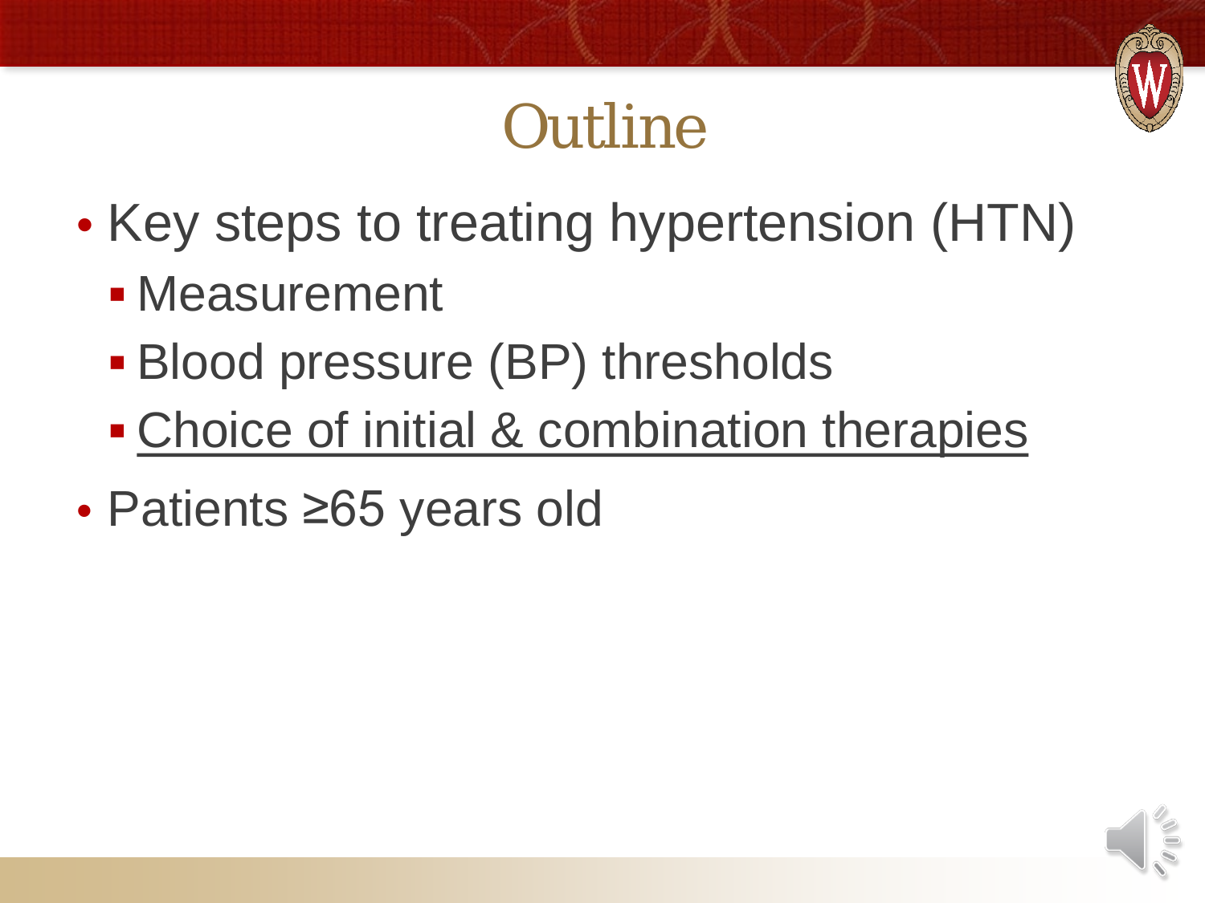# Outline

- Key steps to treating hypertension (HTN)
  - Measurement
  - Blood pressure (BP) thresholds
  - <u>Choice of initial & combination therapies</u>
- Patients ≥65 years old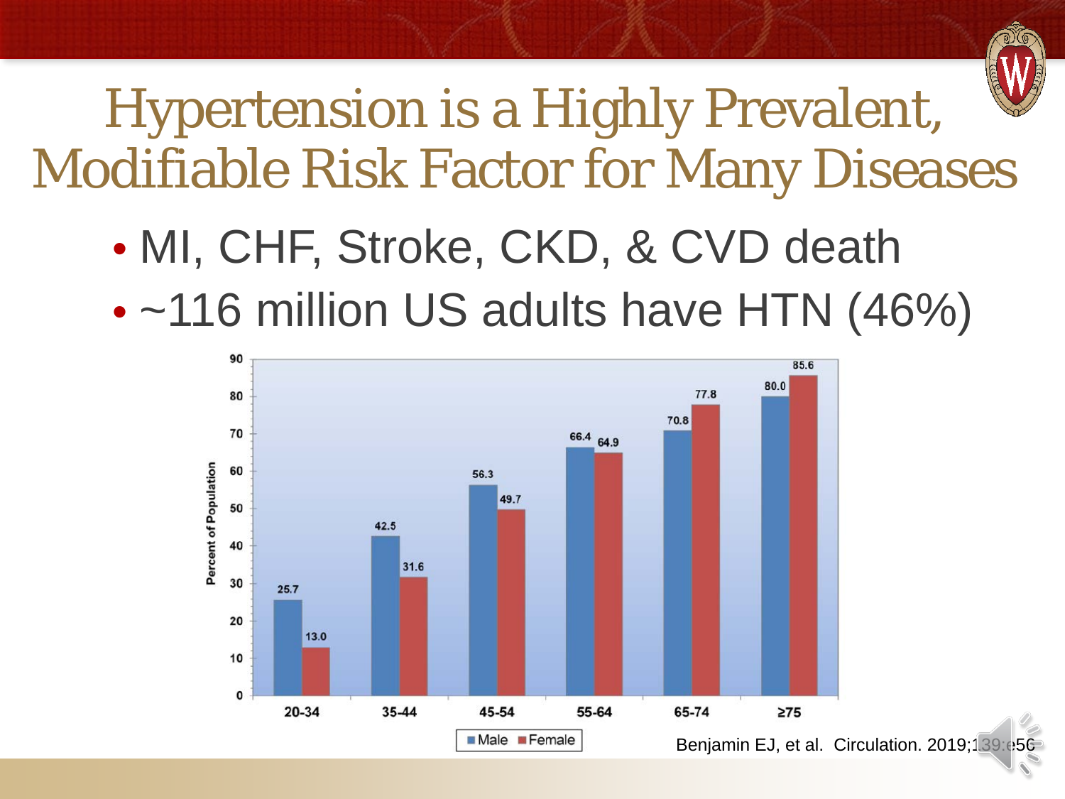# Hypertension is a Highly Prevalent, Modifiable Risk Factor for Many Diseases

- MI, CHF, Stroke, CKD, & CVD death
- ~116 million US adults have HTN (46%)

| Age | Male (Percent of Population) | Female (Percent of Population) |
|---|---|---|
| 20-34 | 25.7 | 13.0 |
| 35-44 | 42.5 | 31.6 |
| 45-54 | 56.3 | 49.7 |
| 55-64 | 66.4 | 64.9 |
| 65-74 | 70.8 | 77.8 |
| ≥75 | 80.0 | 85.6 |

Benjamin EJ, et al. Circulation. 2019;139:e56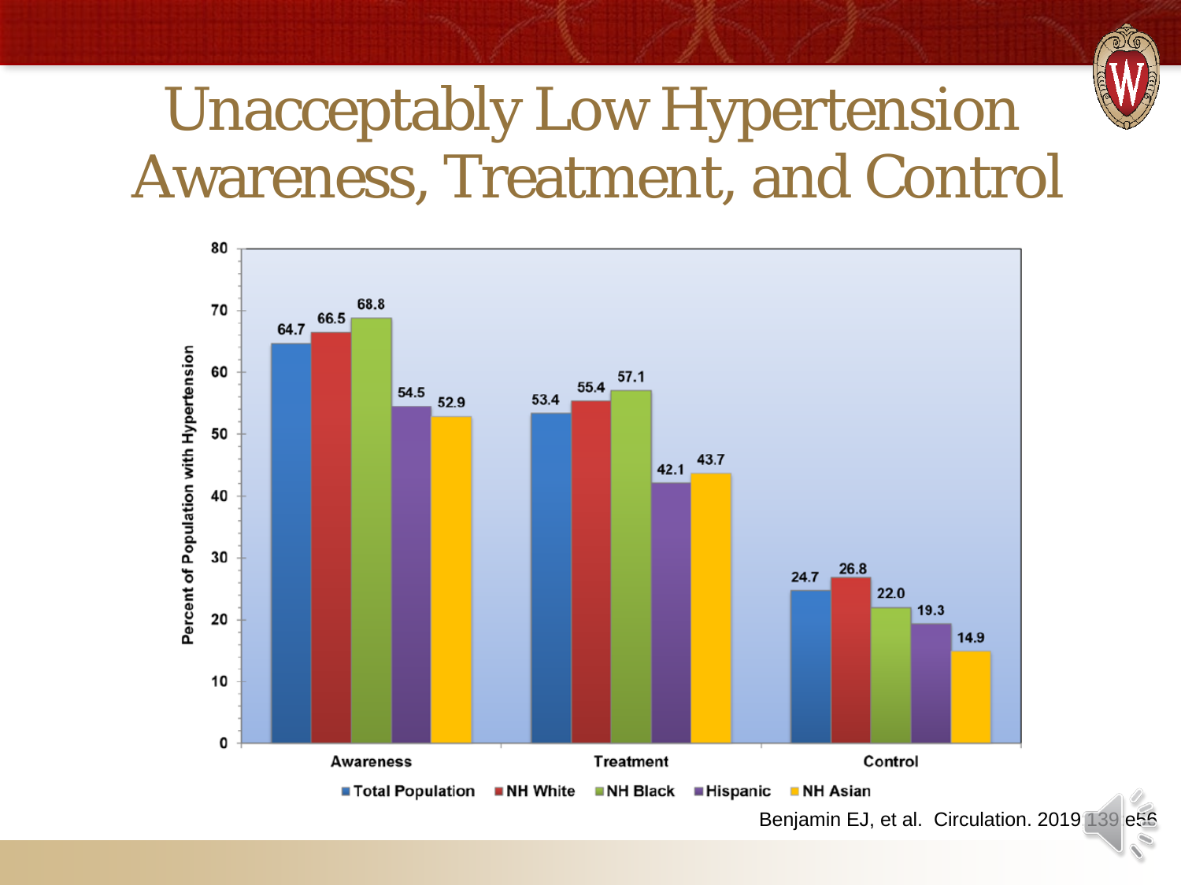# Unacceptably Low Hypertension Awareness, Treatment, and Control

| Percent of Population with Hypertension | Total Population | NH White | NH Black | Hispanic | NH Asian |
|---|---|---|---|---|---|
| Awareness | 64.7 | 66.5 | 68.8 | 54.5 | 52.9 |
| Treatment | 53.4 | 55.4 | 57.1 | 42.1 | 43.7 |
| Control | 24.7 | 26.8 | 22.0 | 19.3 | 14.9 |

Benjamin EJ, et al. Circulation. 2019;139:e56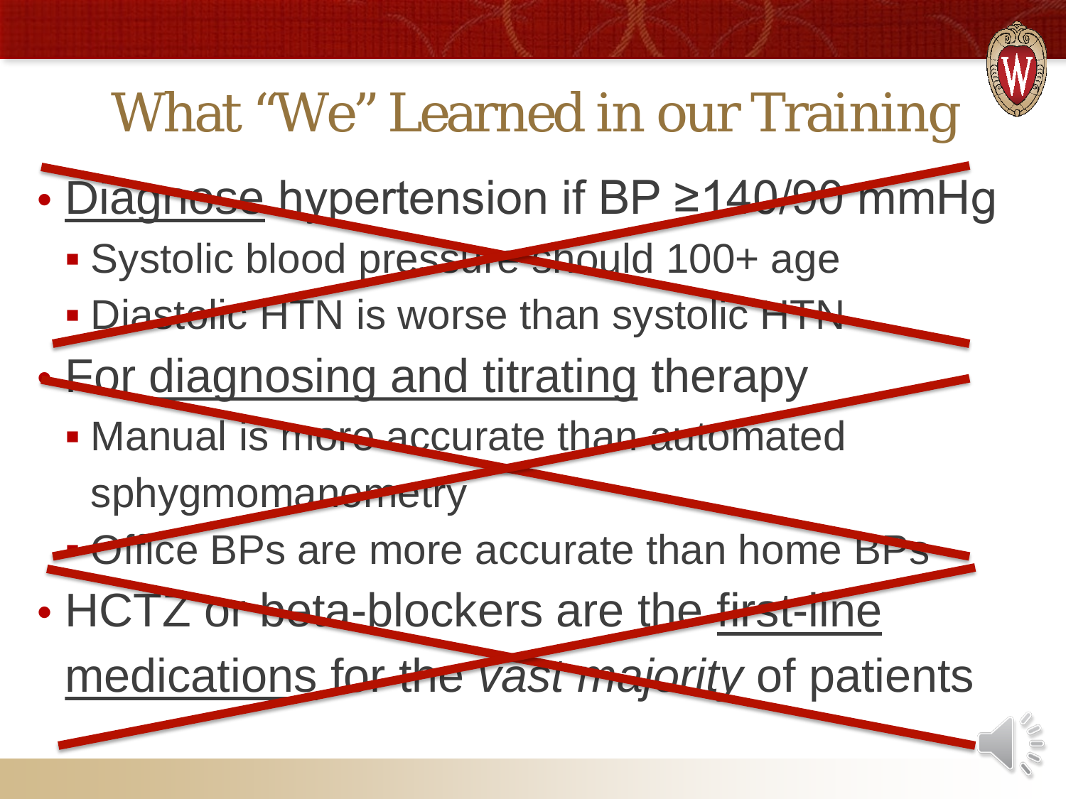# What "We" Learned in our Training

- <u>Diagnose</u> hypertension if BP ≥140/90 mmHg
  - Systolic blood pressure should 100+ age
  - Diastolic HTN is worse than systolic HTN
- <u>For diagnosing and titrating</u> therapy
  - Manual is more accurate than automated sphygmomanometry
  - Office BPs are more accurate than home BPs
- HCTZ or beta-blockers are the <u>first-line medications for the *vast majority* of patients</u>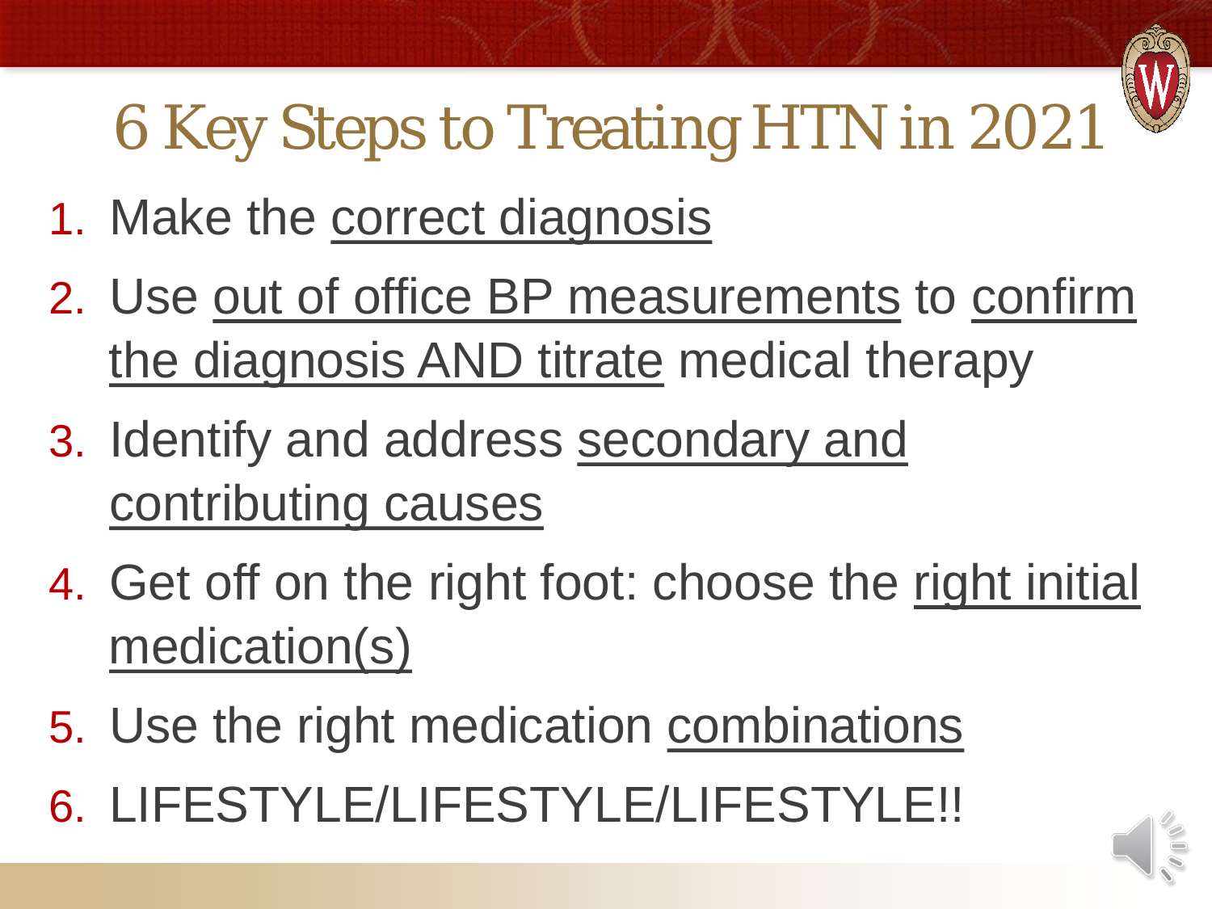# 6 Key Steps to Treating HTN in 2021

1. Make the <u>correct diagnosis</u>
2. Use <u>out of office BP measurements</u> to <u>confirm the diagnosis AND titrate</u> medical therapy
3. Identify and address <u>secondary and contributing causes</u>
4. Get off on the right foot: choose the <u>right initial medication(s)</u>
5. Use the right medication <u>combinations</u>
6. LIFESTYLE/LIFESTYLE/LIFESTYLE!!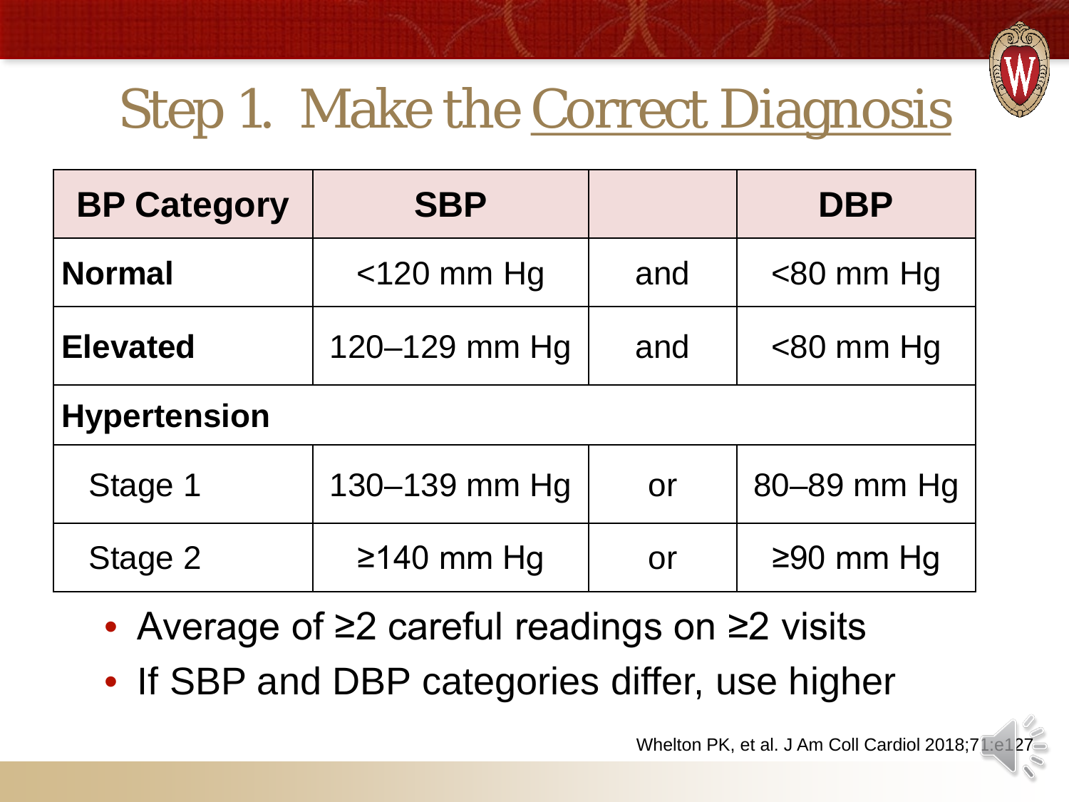# Step 1. Make the Correct Diagnosis

| BP Category | SBP | | DBP |
|---|---|---|---|
| **Normal** | <120 mm Hg | and | <80 mm Hg |
| **Elevated** | 120–129 mm Hg | and | <80 mm Hg |
| **Hypertension** | | | |
| Stage 1 | 130–139 mm Hg | or | 80–89 mm Hg |
| Stage 2 | ≥140 mm Hg | or | ≥90 mm Hg |

- Average of ≥2 careful readings on ≥2 visits
- If SBP and DBP categories differ, use higher

Whelton PK, et al. J Am Coll Cardiol 2018;71:e127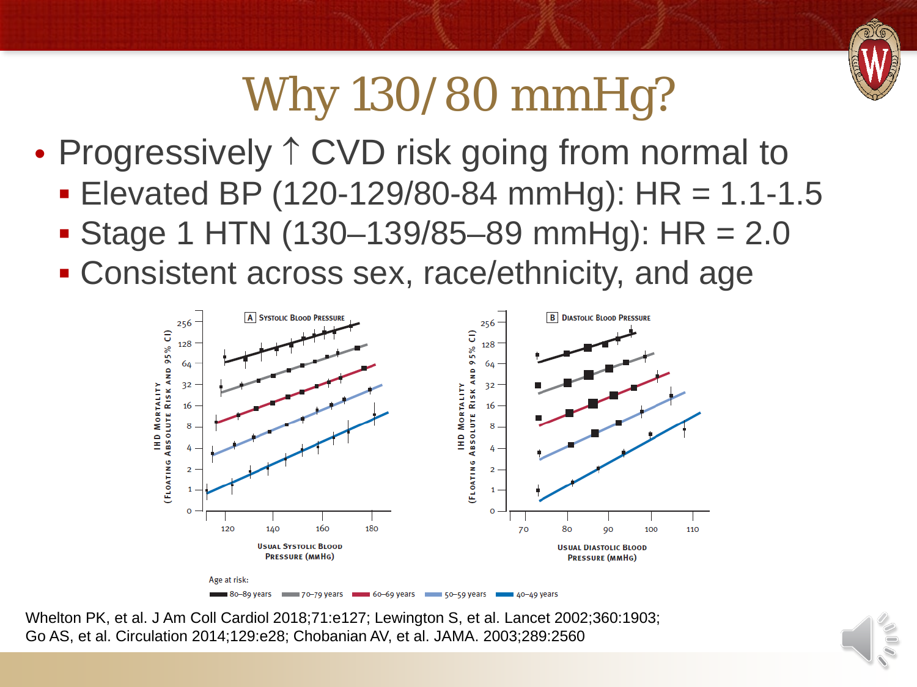# Why 130/80 mmHg?

- Progressively ↑ CVD risk going from normal to
  - Elevated BP (120-129/80-84 mmHg): HR = 1.1-1.5
  - Stage 1 HTN (130–139/85–89 mmHg): HR = 2.0
  - Consistent across sex, race/ethnicity, and age

Whelton PK, et al. J Am Coll Cardiol 2018;71:e127; Lewington S, et al. Lancet 2002;360:1903; Go AS, et al. Circulation 2014;129:e28; Chobanian AV, et al. JAMA. 2003;289:2560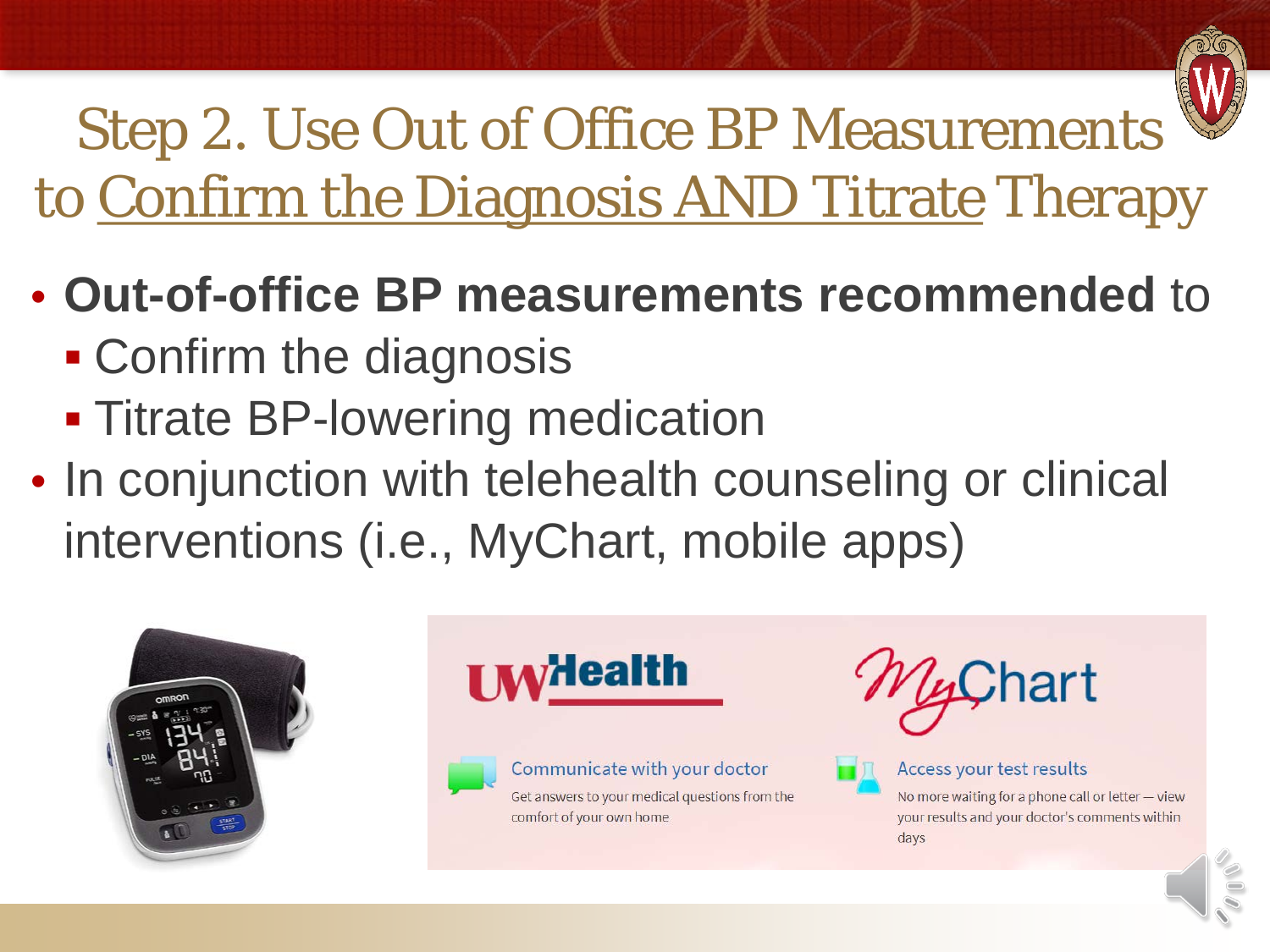# Step 2. Use Out of Office BP Measurements to Confirm the Diagnosis AND Titrate Therapy

- **Out-of-office BP measurements recommended** to
  - Confirm the diagnosis
  - Titrate BP-lowering medication
- In conjunction with telehealth counseling or clinical interventions (i.e., MyChart, mobile apps)

UW Health

MyChart

Communicate with your doctor

Get answers to your medical questions from the comfort of your own home

Access your test results

No more waiting for a phone call or letter — view your results and your doctor's comments within days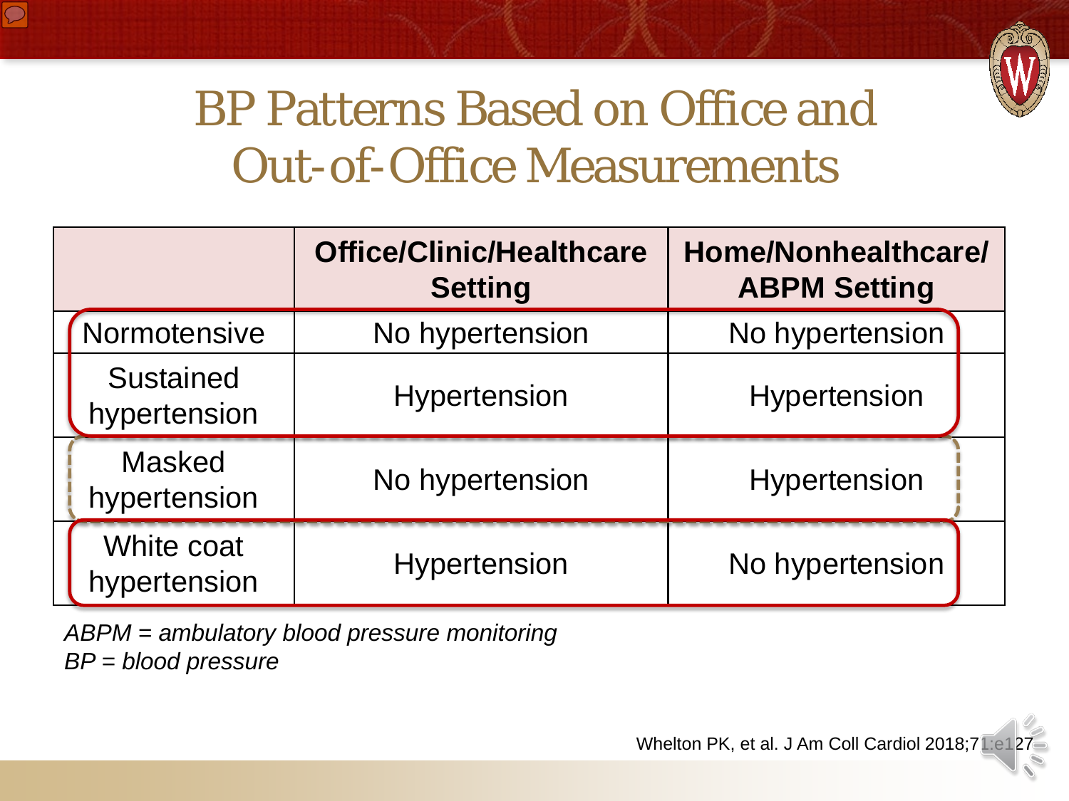# BP Patterns Based on Office and Out-of-Office Measurements

| | Office/Clinic/Healthcare Setting | Home/Nonhealthcare/ ABPM Setting |
|---|---|---|
| Normotensive | No hypertension | No hypertension |
| Sustained hypertension | Hypertension | Hypertension |
| Masked hypertension | No hypertension | Hypertension |
| White coat hypertension | Hypertension | No hypertension |

*ABPM = ambulatory blood pressure monitoring*
*BP = blood pressure*

Whelton PK, et al. J Am Coll Cardiol 2018;71:e127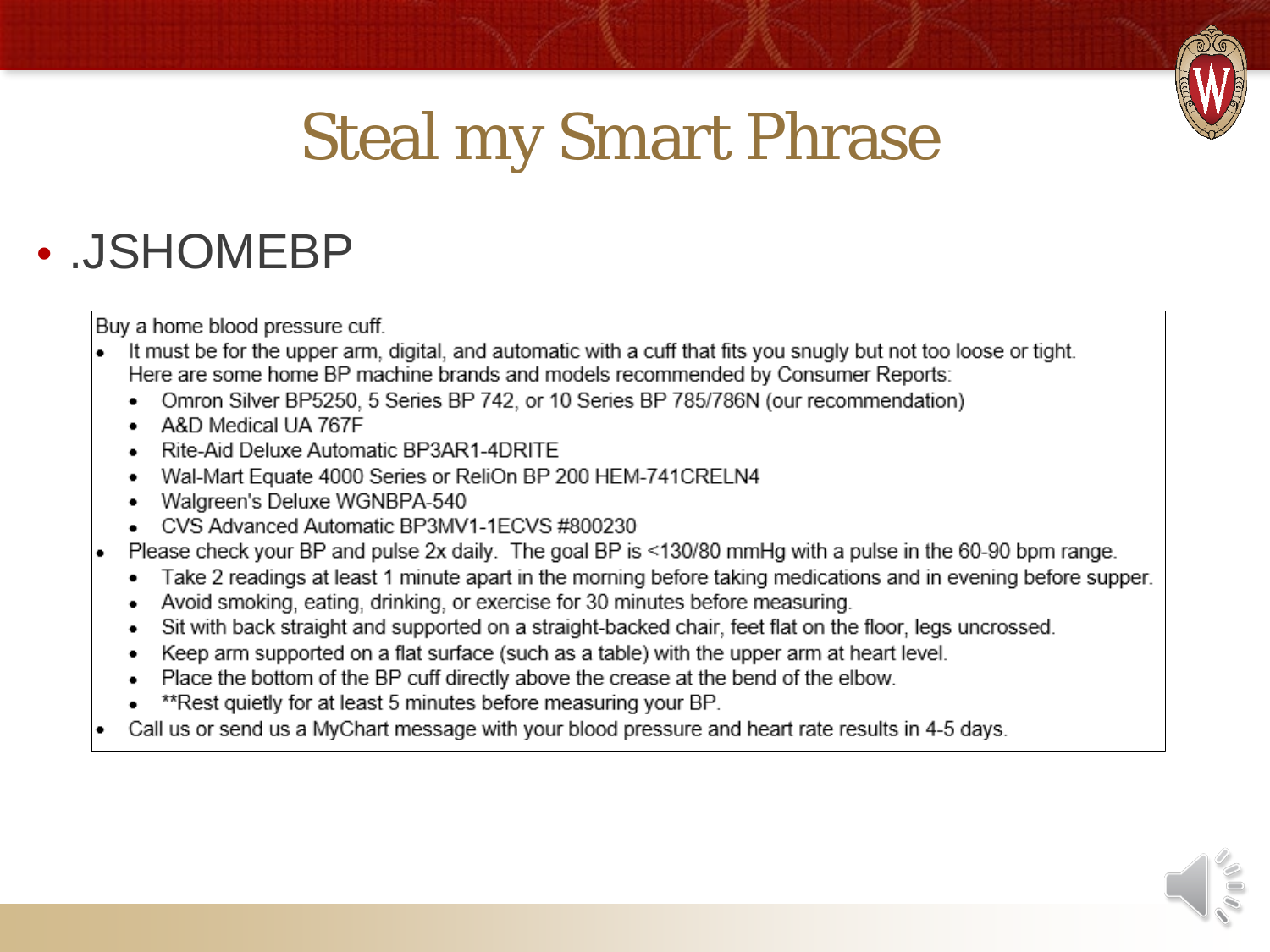# Steal my Smart Phrase

- .JSHOMEBP

Buy a home blood pressure cuff.

- It must be for the upper arm, digital, and automatic with a cuff that fits you snugly but not too loose or tight. Here are some home BP machine brands and models recommended by Consumer Reports:
  - Omron Silver BP5250, 5 Series BP 742, or 10 Series BP 785/786N (our recommendation)
  - A&D Medical UA 767F
  - Rite-Aid Deluxe Automatic BP3AR1-4DRITE
  - Wal-Mart Equate 4000 Series or ReliOn BP 200 HEM-741CRELN4
  - Walgreen's Deluxe WGNBPA-540
  - CVS Advanced Automatic BP3MV1-1ECVS #800230
- Please check your BP and pulse 2x daily. The goal BP is <130/80 mmHg with a pulse in the 60-90 bpm range.
  - Take 2 readings at least 1 minute apart in the morning before taking medications and in evening before supper.
  - Avoid smoking, eating, drinking, or exercise for 30 minutes before measuring.
  - Sit with back straight and supported on a straight-backed chair, feet flat on the floor, legs uncrossed.
  - Keep arm supported on a flat surface (such as a table) with the upper arm at heart level.
  - Place the bottom of the BP cuff directly above the crease at the bend of the elbow.
  - **Rest quietly for at least 5 minutes before measuring your BP.
- Call us or send us a MyChart message with your blood pressure and heart rate results in 4-5 days.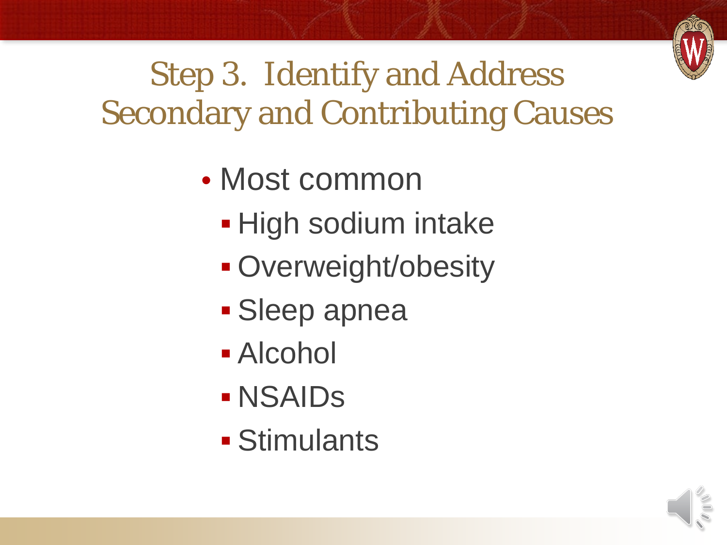# Step 3. Identify and Address Secondary and Contributing Causes

- Most common
  - High sodium intake
  - Overweight/obesity
  - Sleep apnea
  - Alcohol
  - NSAIDs
  - Stimulants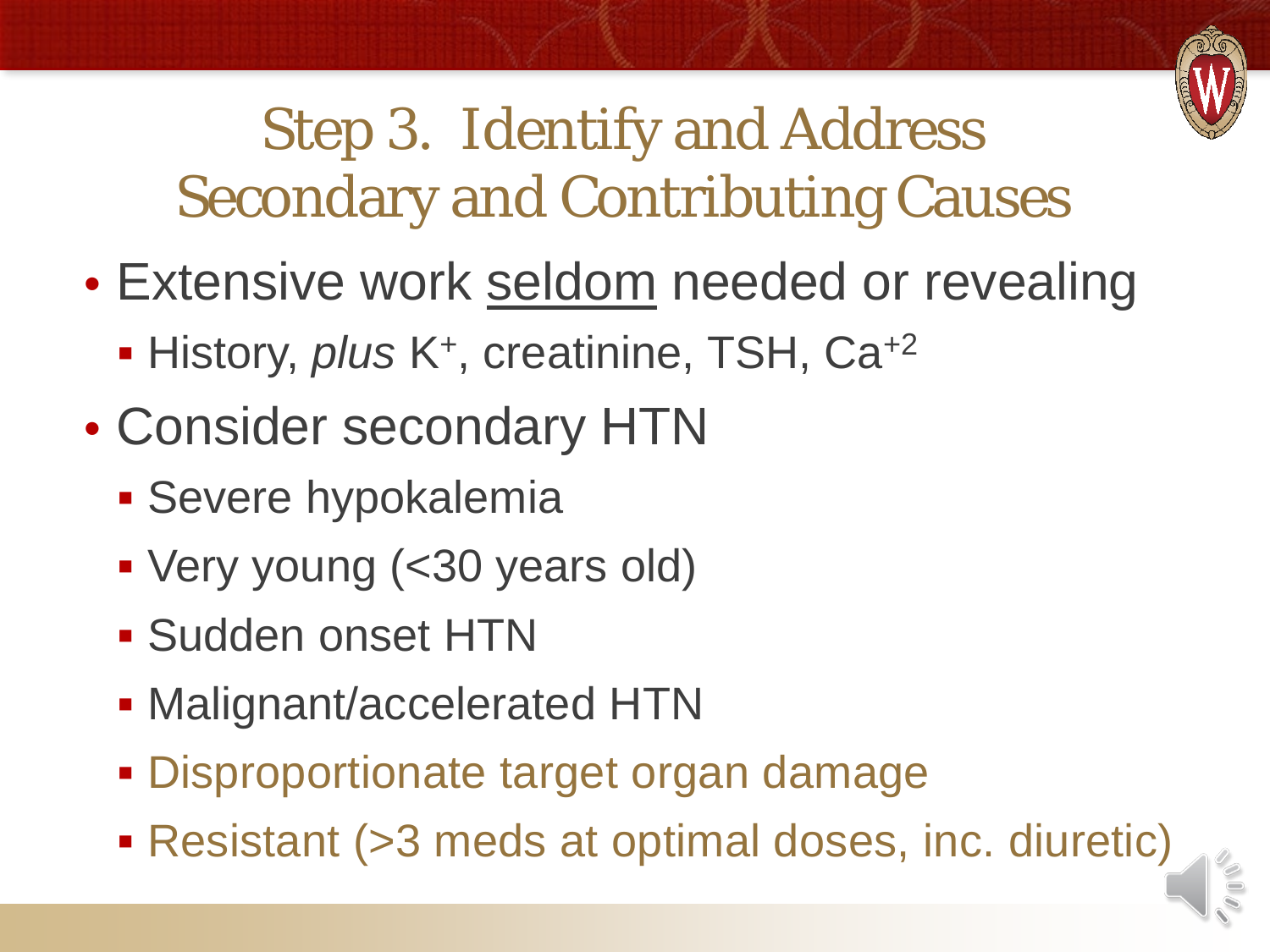# Step 3. Identify and Address Secondary and Contributing Causes

- Extensive work <u>seldom</u> needed or revealing
  - History, *plus* $K^+$, creatinine, TSH, $Ca^{+2}$
- Consider secondary HTN
  - Severe hypokalemia
  - Very young (<30 years old)
  - Sudden onset HTN
  - Malignant/accelerated HTN
  - Disproportionate target organ damage
  - Resistant (>3 meds at optimal doses, inc. diuretic)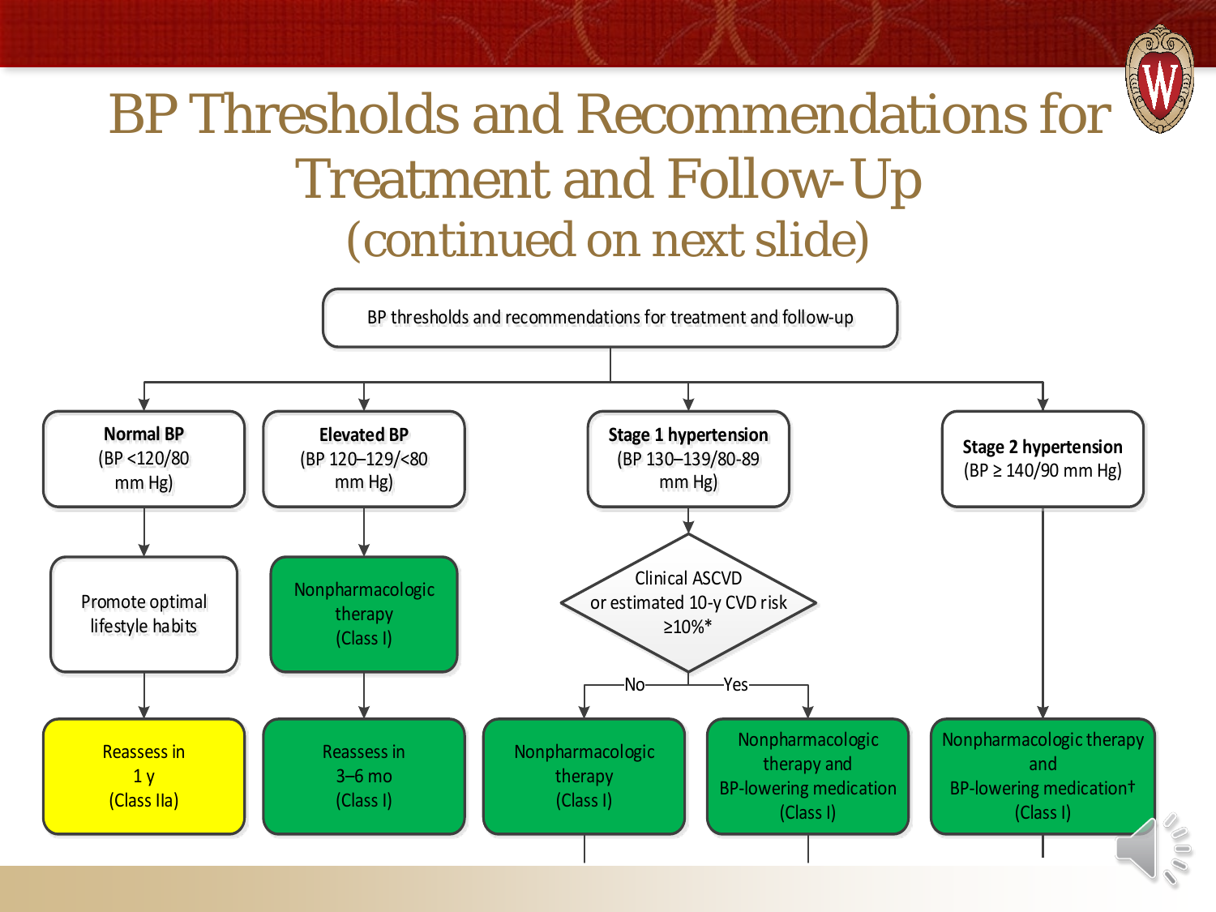# BP Thresholds and Recommendations for Treatment and Follow-Up (continued on next slide)

BP thresholds and recommendations for treatment and follow-up

- **Normal BP** (BP <120/80 mm Hg)
  - Promote optimal lifestyle habits
  - Reassess in 1 y (Class IIa)
- **Elevated BP** (BP 120–129/<80 mm Hg)
  - Nonpharmacologic therapy (Class I)
  - Reassess in 3–6 mo (Class I)
- **Stage 1 hypertension** (BP 130–139/80-89 mm Hg)
  - Clinical ASCVD or estimated 10-y CVD risk ≥10%*
    - No: Nonpharmacologic therapy (Class I)
    - Yes: Nonpharmacologic therapy and BP-lowering medication (Class I)
- **Stage 2 hypertension** (BP ≥ 140/90 mm Hg)
  - Nonpharmacologic therapy and BP-lowering medication† (Class I)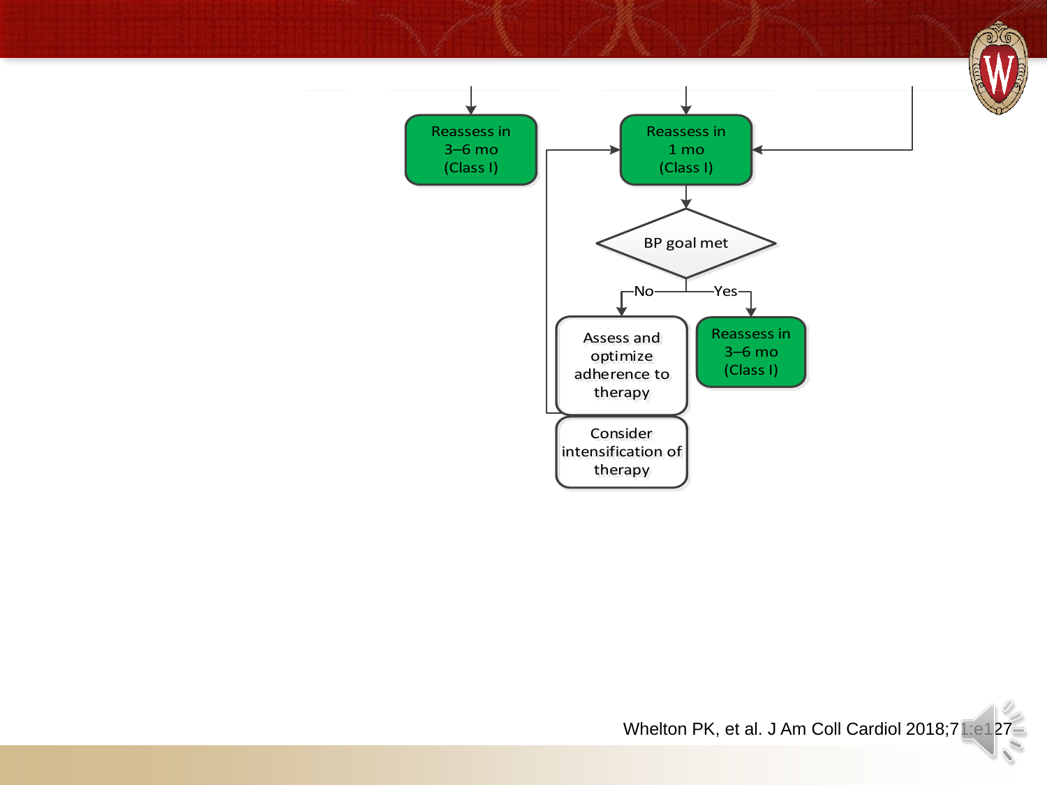Reassess in 3–6 mo (Class I)

Reassess in 1 mo (Class I)

BP goal met

No → Assess and optimize adherence to therapy; Consider intensification of therapy → Reassess in 1 mo (Class I)

Yes → Reassess in 3–6 mo (Class I)

Whelton PK, et al. J Am Coll Cardiol 2018;71:e127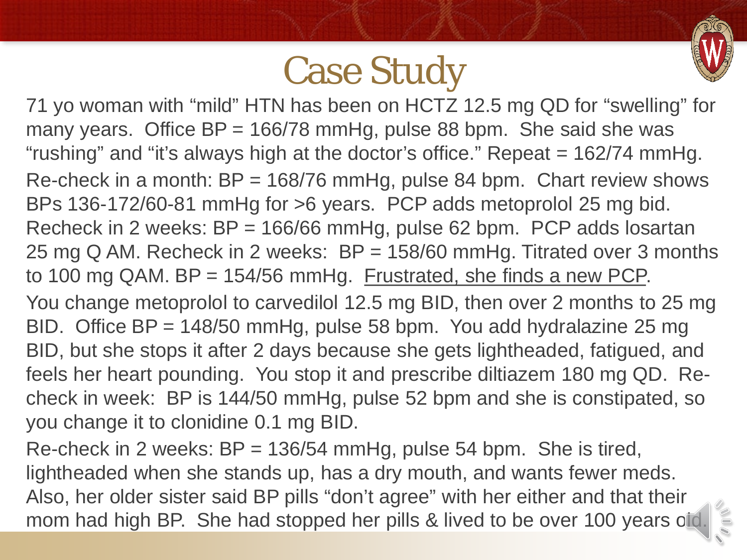# Case Study

71 yo woman with "mild" HTN has been on HCTZ 12.5 mg QD for "swelling" for many years. Office BP = 166/78 mmHg, pulse 88 bpm. She said she was "rushing" and "it's always high at the doctor's office." Repeat = 162/74 mmHg.

Re-check in a month: BP = 168/76 mmHg, pulse 84 bpm. Chart review shows BPs 136-172/60-81 mmHg for >6 years. PCP adds metoprolol 25 mg bid. Recheck in 2 weeks: BP = 166/66 mmHg, pulse 62 bpm. PCP adds losartan 25 mg Q AM. Recheck in 2 weeks: BP = 158/60 mmHg. Titrated over 3 months to 100 mg QAM. BP = 154/56 mmHg. Frustrated, she finds a new PCP.

You change metoprolol to carvedilol 12.5 mg BID, then over 2 months to 25 mg BID. Office BP = 148/50 mmHg, pulse 58 bpm. You add hydralazine 25 mg BID, but she stops it after 2 days because she gets lightheaded, fatigued, and feels her heart pounding. You stop it and prescribe diltiazem 180 mg QD. Re-check in week: BP is 144/50 mmHg, pulse 52 bpm and she is constipated, so you change it to clonidine 0.1 mg BID.

Re-check in 2 weeks: BP = 136/54 mmHg, pulse 54 bpm. She is tired, lightheaded when she stands up, has a dry mouth, and wants fewer meds. Also, her older sister said BP pills "don't agree" with her either and that their mom had high BP. She had stopped her pills & lived to be over 100 years old.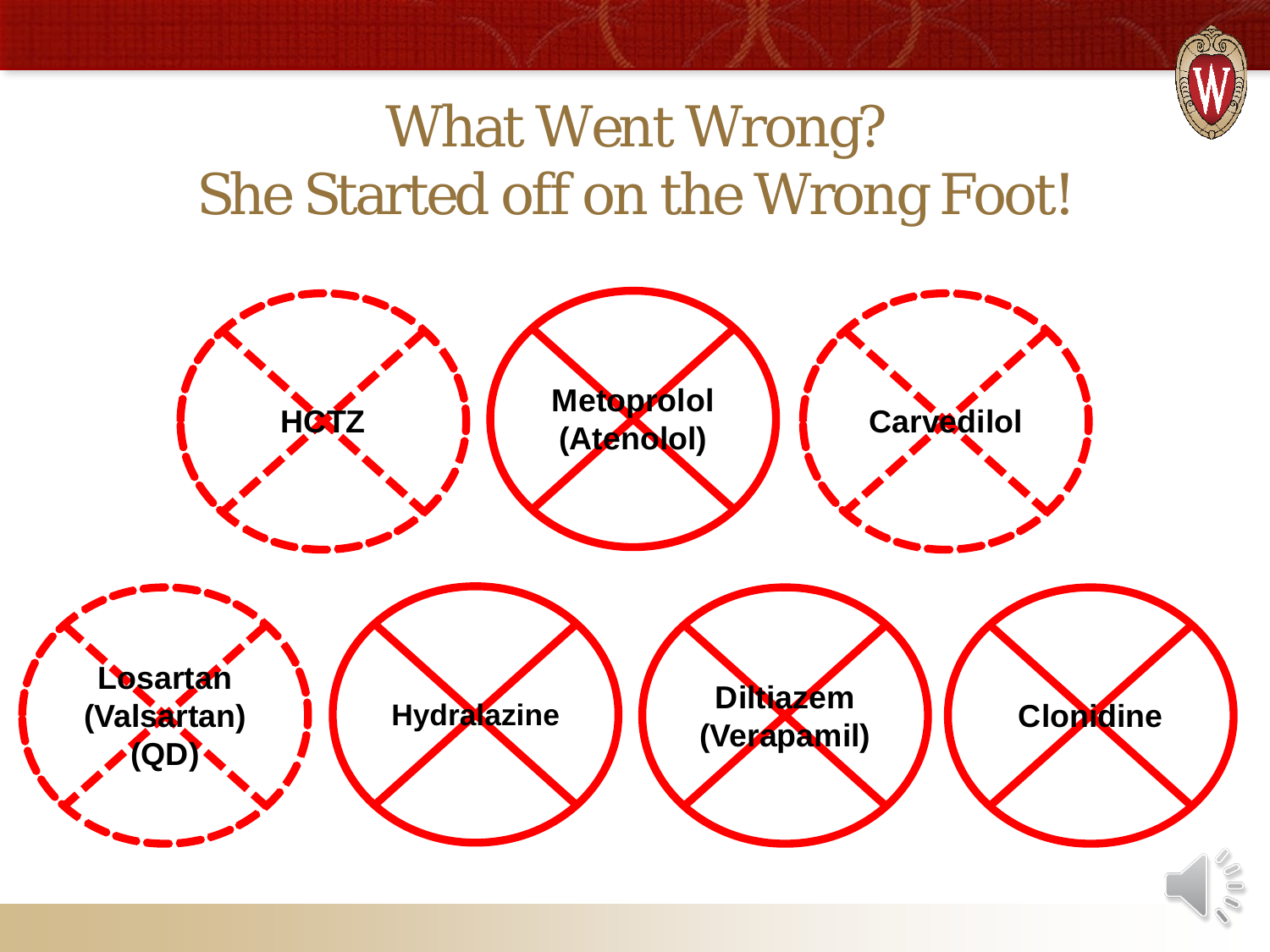# What Went Wrong?
# She Started off on the Wrong Foot!

- HCTZ
- Metoprolol (Atenolol)
- Carvedilol
- Losartan (Valsartan) (QD)
- Hydralazine
- Diltiazem (Verapamil)
- Clonidine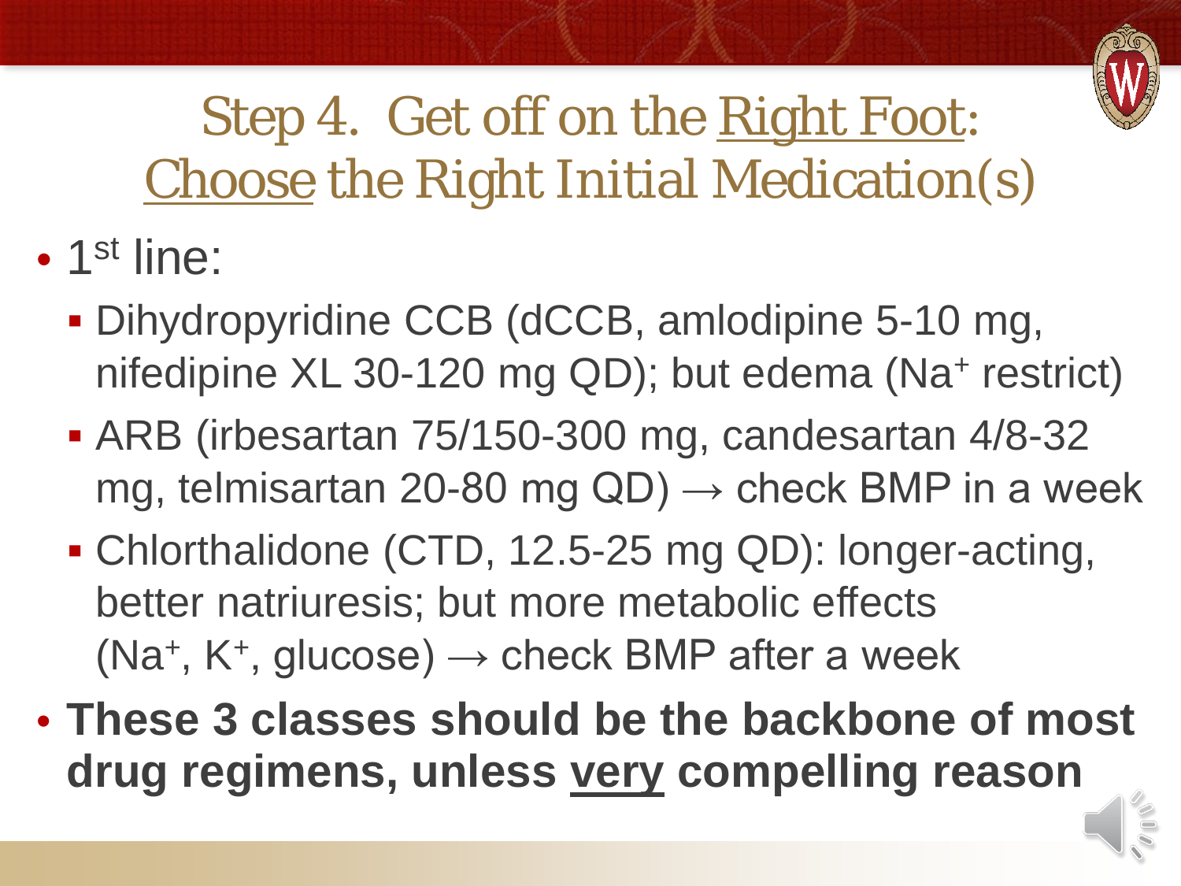# Step 4. Get off on the Right Foot: Choose the Right Initial Medication(s)

- $1^{st}$ line:
  - Dihydropyridine CCB (dCCB, amlodipine 5-10 mg, nifedipine XL 30-120 mg QD); but edema ($Na^+$ restrict)
  - ARB (irbesartan 75/150-300 mg, candesartan 4/8-32 mg, telmisartan 20-80 mg QD) → check BMP in a week
  - Chlorthalidone (CTD, 12.5-25 mg QD): longer-acting, better natriuresis; but more metabolic effects ($Na^+$, $K^+$, glucose) → check BMP after a week
- **These 3 classes should be the backbone of most drug regimens, unless very compelling reason**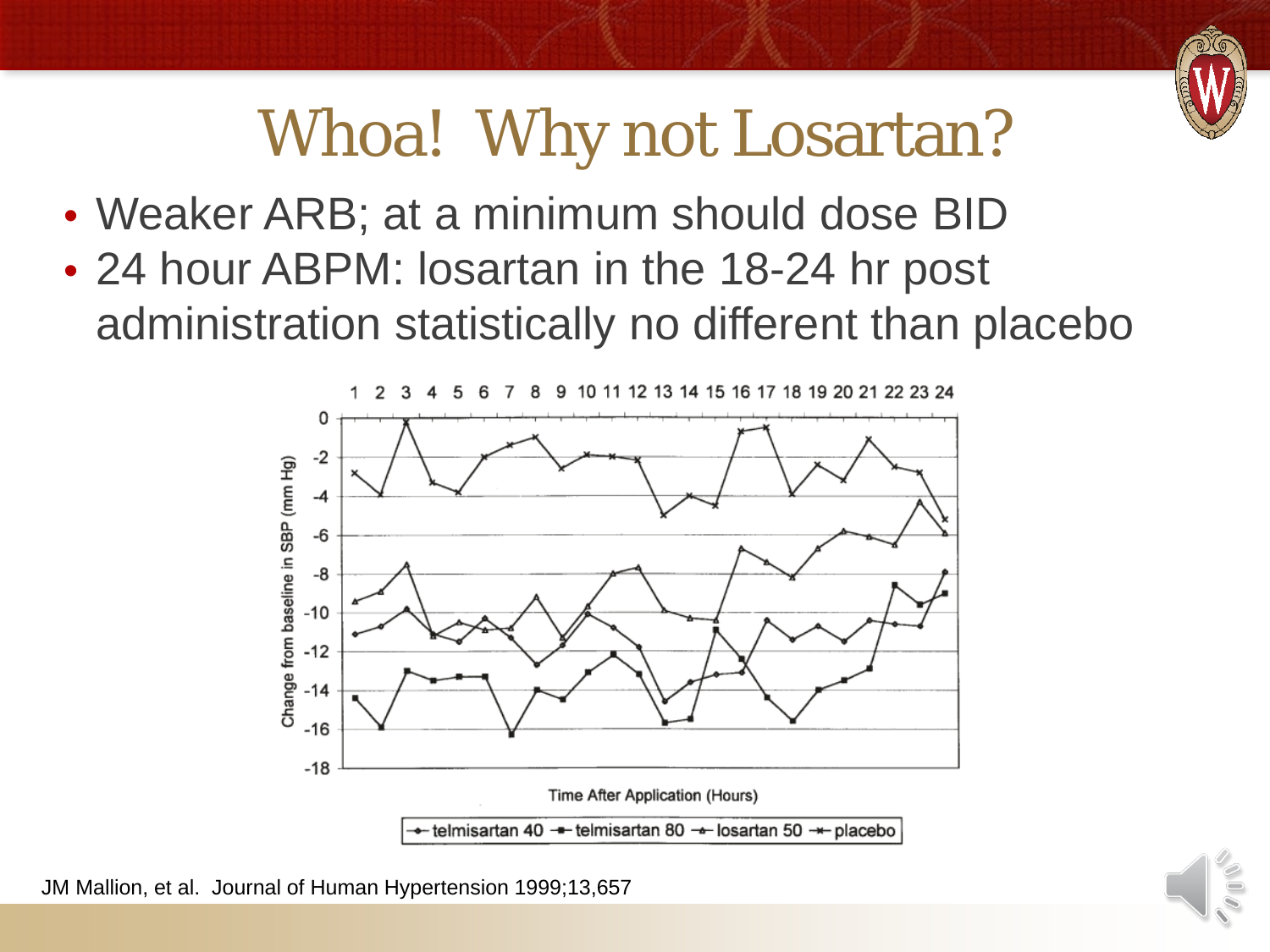# Whoa! Why not Losartan?

- Weaker ARB; at a minimum should dose BID
- 24 hour ABPM: losartan in the 18-24 hr post administration statistically no different than placebo

Time After Application (Hours)

telmisartan 40 — telmisartan 80 — losartan 50 — placebo

JM Mallion, et al. Journal of Human Hypertension 1999;13,657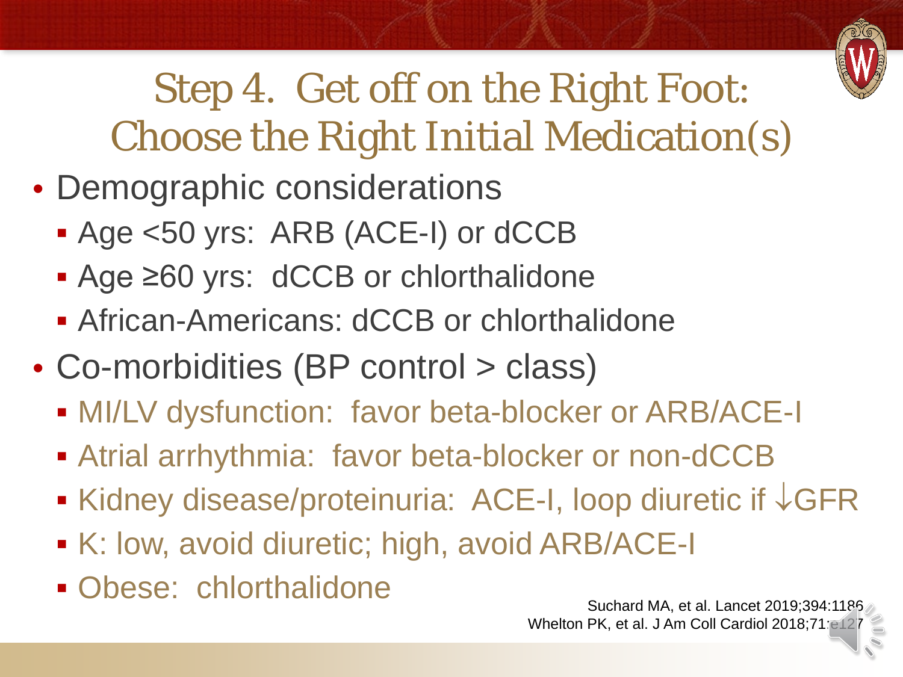# Step 4. Get off on the Right Foot: Choose the Right Initial Medication(s)

- Demographic considerations
  - Age <50 yrs: ARB (ACE-I) or dCCB
  - Age ≥60 yrs: dCCB or chlorthalidone
  - African-Americans: dCCB or chlorthalidone
- Co-morbidities (BP control > class)
  - MI/LV dysfunction: favor beta-blocker or ARB/ACE-I
  - Atrial arrhythmia: favor beta-blocker or non-dCCB
  - Kidney disease/proteinuria: ACE-I, loop diuretic if ↓GFR
  - K: low, avoid diuretic; high, avoid ARB/ACE-I
  - Obese: chlorthalidone

Suchard MA, et al. Lancet 2019;394:1186
Whelton PK, et al. J Am Coll Cardiol 2018;71:e127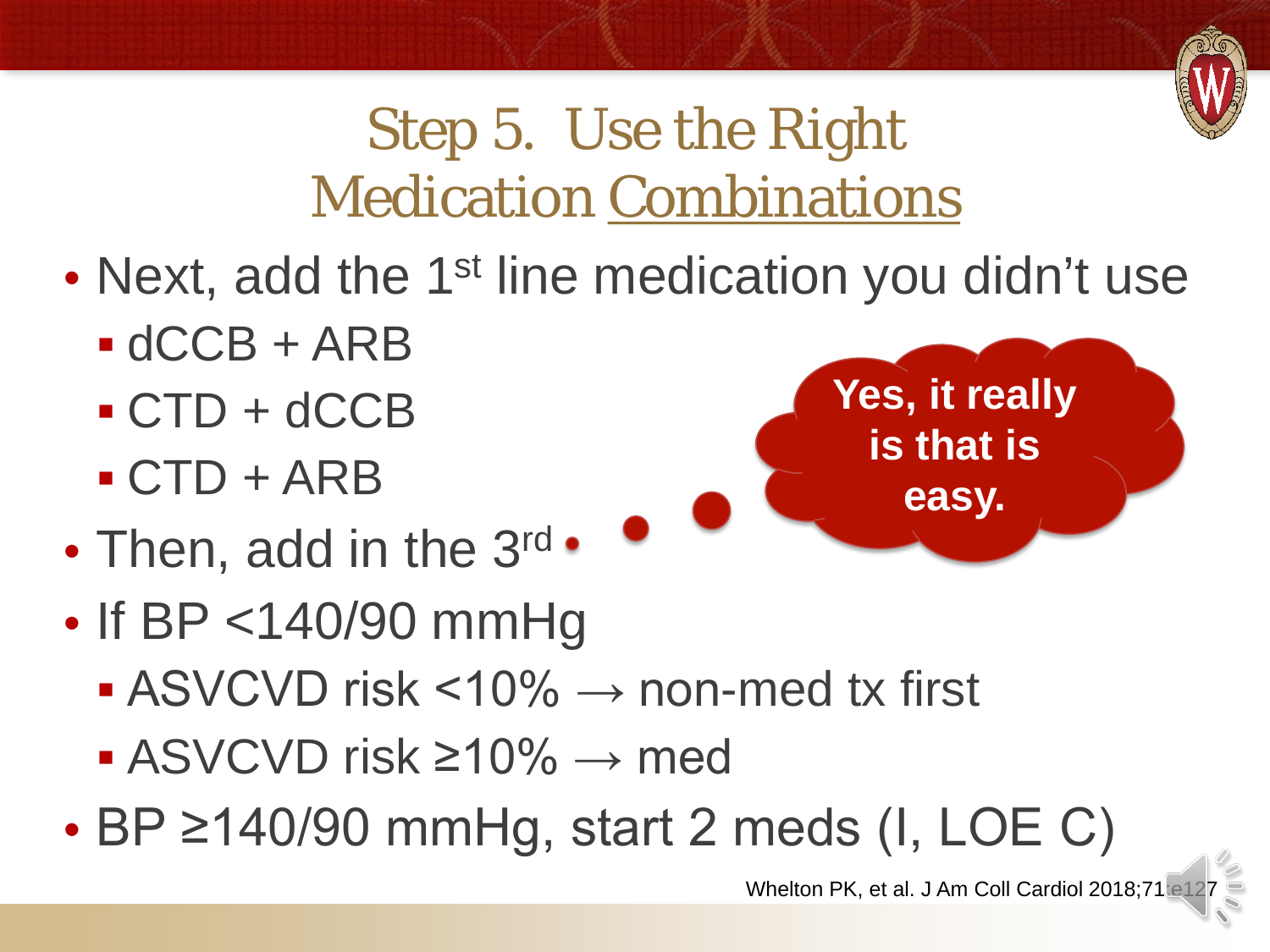# Step 5. Use the Right Medication Combinations

- Next, add the 1st line medication you didn't use
  - dCCB + ARB
  - CTD + dCCB
  - CTD + ARB
- Then, add in the 3rd
- If BP <140/90 mmHg
  - ASVCVD risk <10% → non-med tx first
  - ASVCVD risk ≥10% → med
- BP ≥140/90 mmHg, start 2 meds (I, LOE C)

**Yes, it really is that is easy.**

Whelton PK, et al. J Am Coll Cardiol 2018;71:e127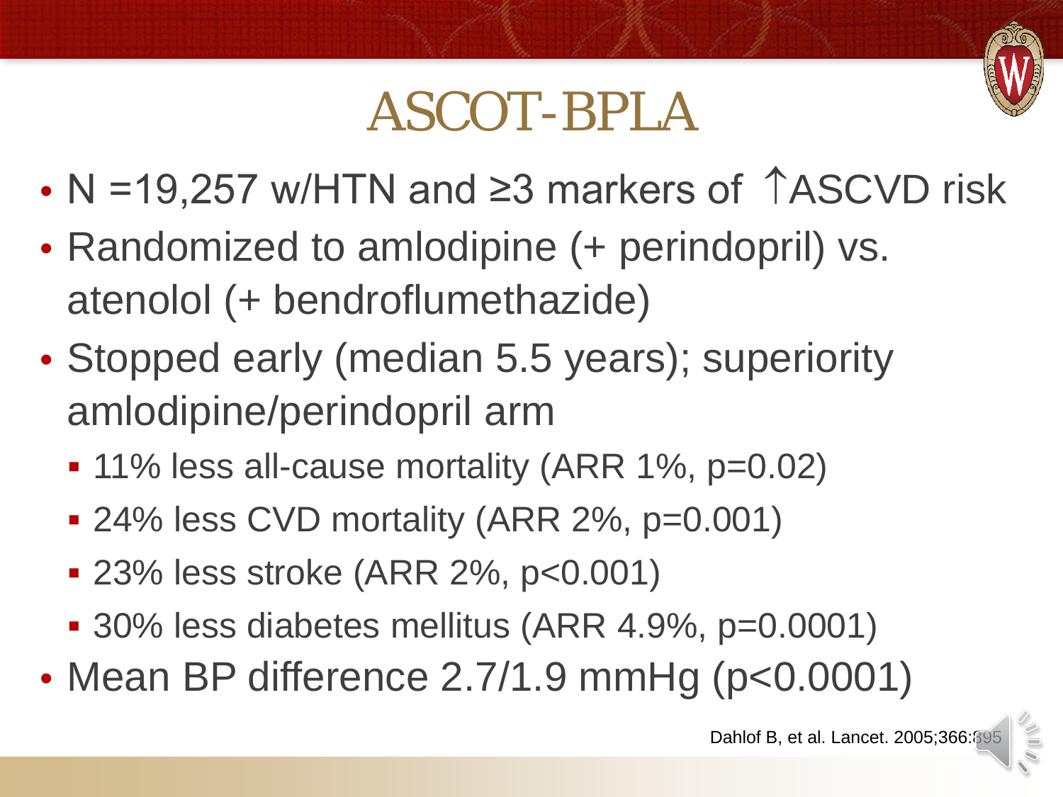# ASCOT-BPLA

- N =19,257 w/HTN and ≥3 markers of ↑ASCVD risk
- Randomized to amlodipine (+ perindopril) vs. atenolol (+ bendroflumethazide)
- Stopped early (median 5.5 years); superiority amlodipine/perindopril arm
  - 11% less all-cause mortality (ARR 1%, $p=0.02$)
  - 24% less CVD mortality (ARR 2%, $p=0.001$)
  - 23% less stroke (ARR 2%, $p<0.001$)
  - 30% less diabetes mellitus (ARR 4.9%, $p=0.0001$)
- Mean BP difference 2.7/1.9 mmHg ($p<0.0001$)

Dahlof B, et al. Lancet. 2005;366:895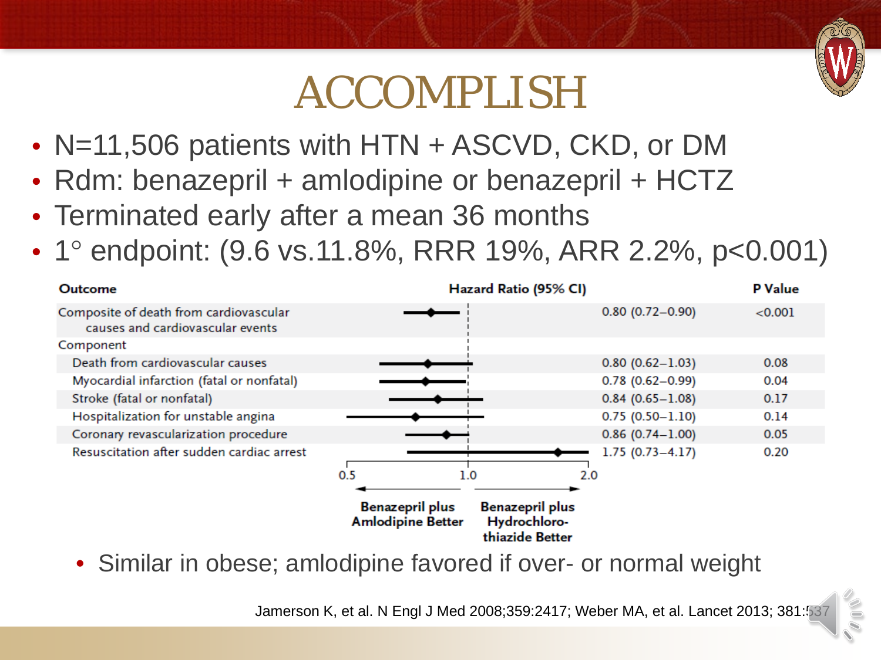# ACCOMPLISH

- N=11,506 patients with HTN + ASCVD, CKD, or DM
- Rdm: benazepril + amlodipine or benazepril + HCTZ
- Terminated early after a mean 36 months
- 1° endpoint: (9.6 vs.11.8%, RRR 19%, ARR 2.2%, $p<0.001$)

| Outcome | Hazard Ratio (95% CI) | P Value |
|---|---|---|
| Composite of death from cardiovascular causes and cardiovascular events | 0.80 (0.72–0.90) | <0.001 |
| Component | | |
| Death from cardiovascular causes | 0.80 (0.62–1.03) | 0.08 |
| Myocardial infarction (fatal or nonfatal) | 0.78 (0.62–0.99) | 0.04 |
| Stroke (fatal or nonfatal) | 0.84 (0.65–1.08) | 0.17 |
| Hospitalization for unstable angina | 0.75 (0.50–1.10) | 0.14 |
| Coronary revascularization procedure | 0.86 (0.74–1.00) | 0.05 |
| Resuscitation after sudden cardiac arrest | 1.75 (0.73–4.17) | 0.20 |

0.5 — 1.0 — 2.0

← Benazepril plus Amlodipine Better | Benazepril plus Hydrochlorothiazide Better →

- Similar in obese; amlodipine favored if over- or normal weight

Jamerson K, et al. N Engl J Med 2008;359:2417; Weber MA, et al. Lancet 2013; 381:537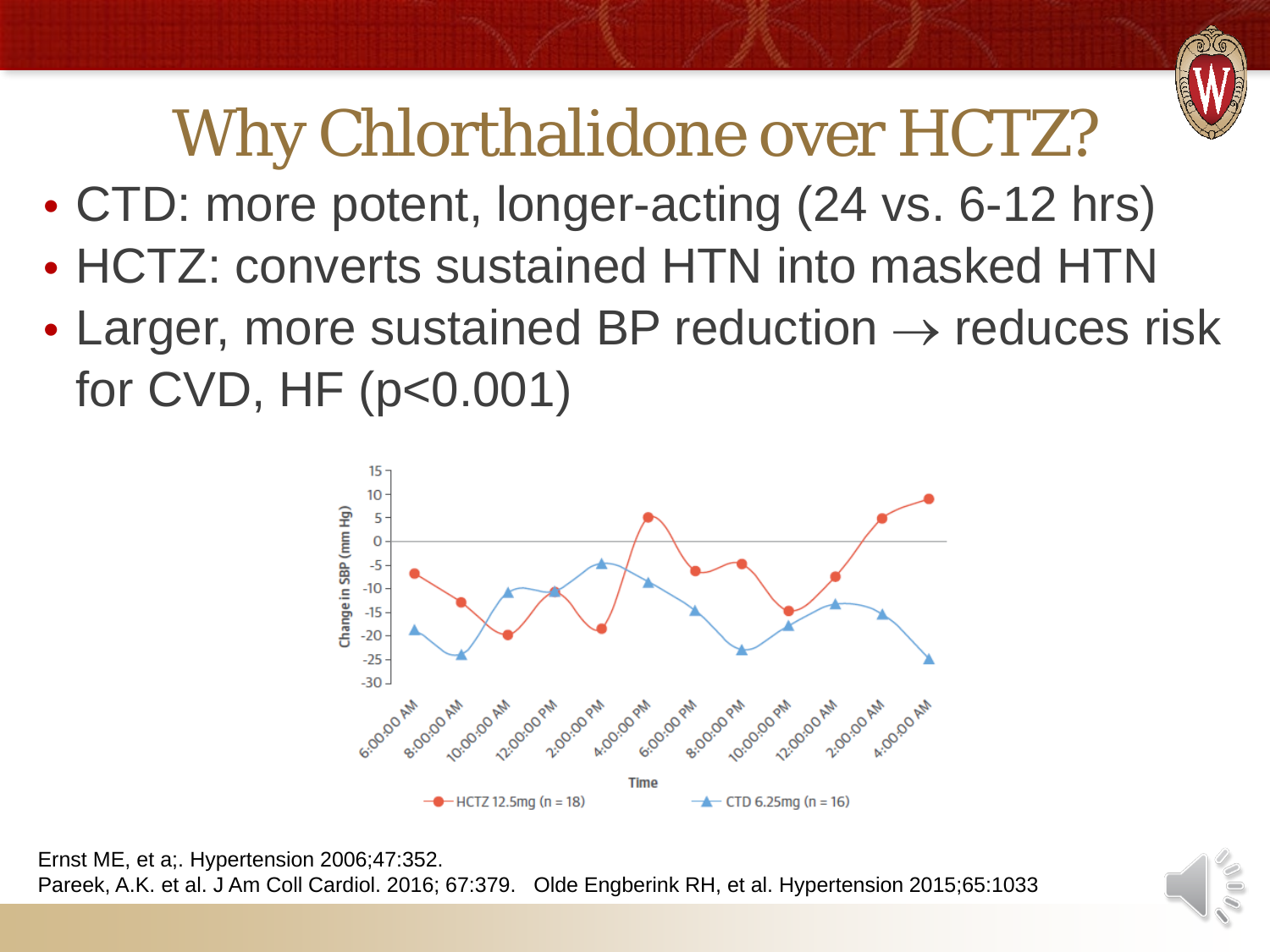# Why Chlorthalidone over HCTZ?

- CTD: more potent, longer-acting (24 vs. 6-12 hrs)
- HCTZ: converts sustained HTN into masked HTN
- Larger, more sustained BP reduction → reduces risk for CVD, HF ($p<0.001$)

Ernst ME, et a;. Hypertension 2006;47:352.
Pareek, A.K. et al. J Am Coll Cardiol. 2016; 67:379. Olde Engberink RH, et al. Hypertension 2015;65:1033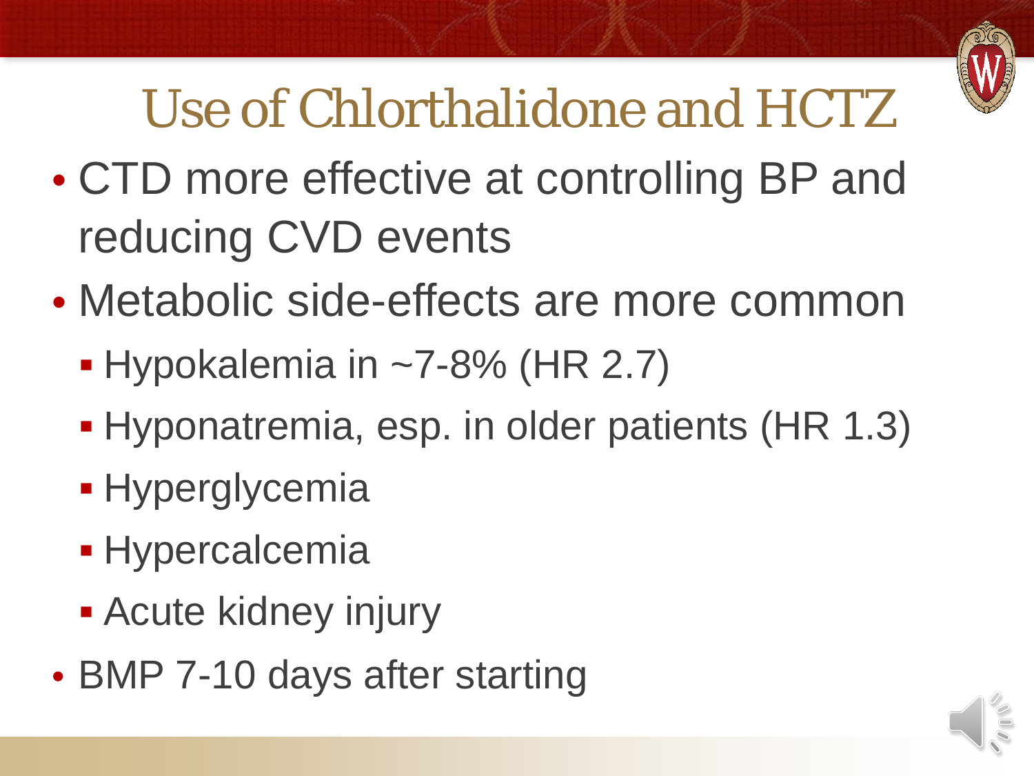# Use of Chlorthalidone and HCTZ

- CTD more effective at controlling BP and reducing CVD events
- Metabolic side-effects are more common
  - Hypokalemia in ~7-8% (HR 2.7)
  - Hyponatremia, esp. in older patients (HR 1.3)
  - Hyperglycemia
  - Hypercalcemia
  - Acute kidney injury
- BMP 7-10 days after starting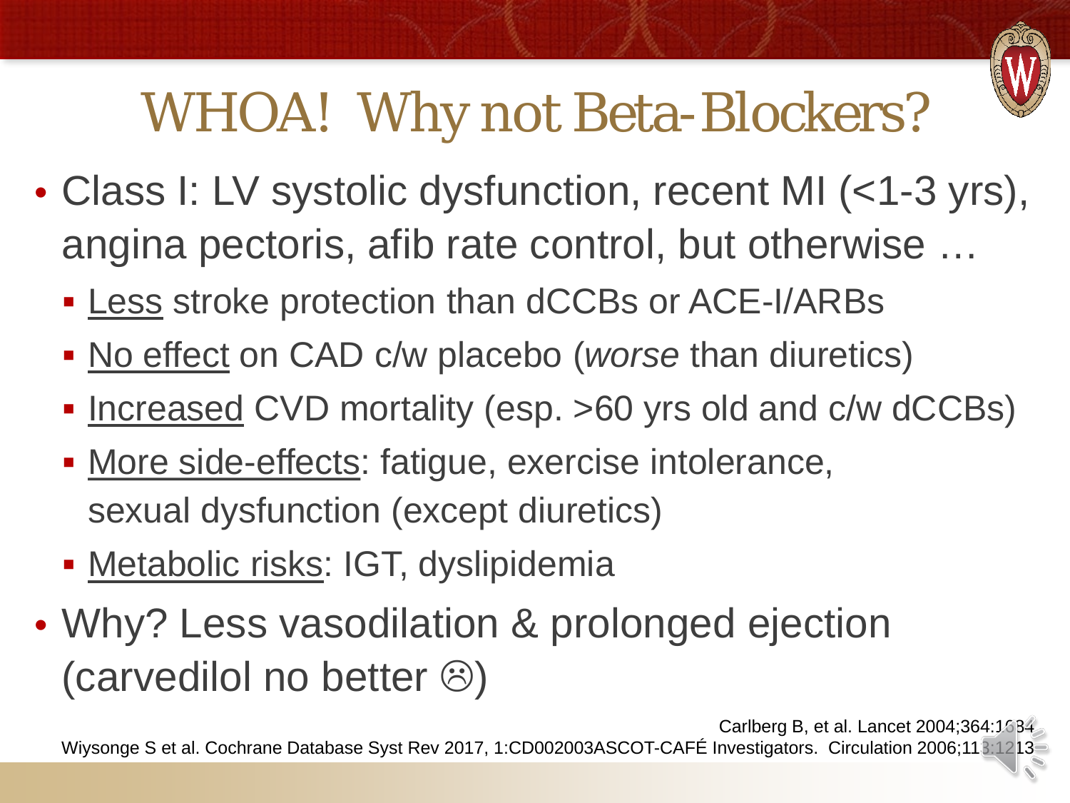# WHOA! Why not Beta-Blockers?

- Class I: LV systolic dysfunction, recent MI (<1-3 yrs), angina pectoris, afib rate control, but otherwise …
  - Less stroke protection than dCCBs or ACE-I/ARBs
  - No effect on CAD c/w placebo (*worse* than diuretics)
  - Increased CVD mortality (esp. >60 yrs old and c/w dCCBs)
  - More side-effects: fatigue, exercise intolerance, sexual dysfunction (except diuretics)
  - Metabolic risks: IGT, dyslipidemia
- Why? Less vasodilation & prolonged ejection (carvedilol no better ☹)

Carlberg B, et al. Lancet 2004;364:1684

Wiysonge S et al. Cochrane Database Syst Rev 2017, 1:CD002003ASCOT-CAFÉ Investigators. Circulation 2006;113:1213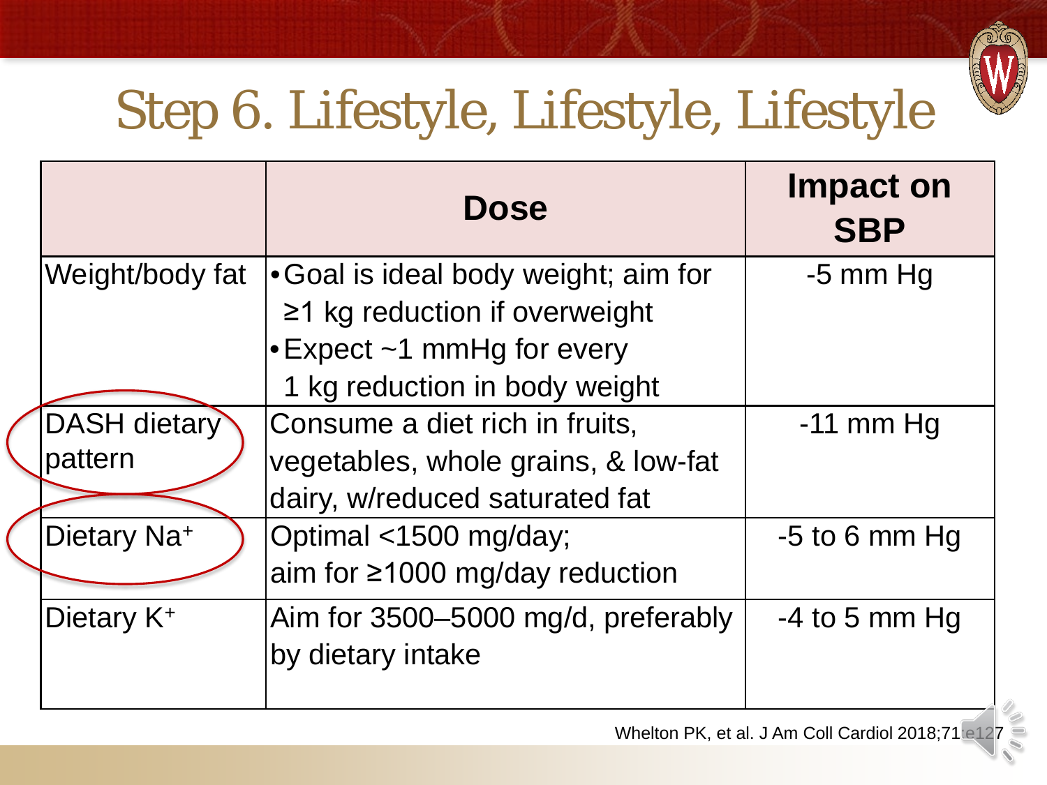# Step 6. Lifestyle, Lifestyle, Lifestyle

| | Dose | Impact on SBP |
|---|---|---|
| Weight/body fat | • Goal is ideal body weight; aim for ≥1 kg reduction if overweight<br>• Expect ~1 mmHg for every 1 kg reduction in body weight | -5 mm Hg |
| DASH dietary pattern | Consume a diet rich in fruits, vegetables, whole grains, & low-fat dairy, w/reduced saturated fat | -11 mm Hg |
| Dietary $Na^+$ | Optimal <1500 mg/day; aim for ≥1000 mg/day reduction | -5 to 6 mm Hg |
| Dietary $K^+$ | Aim for 3500–5000 mg/d, preferably by dietary intake | -4 to 5 mm Hg |

Whelton PK, et al. J Am Coll Cardiol 2018;71:e127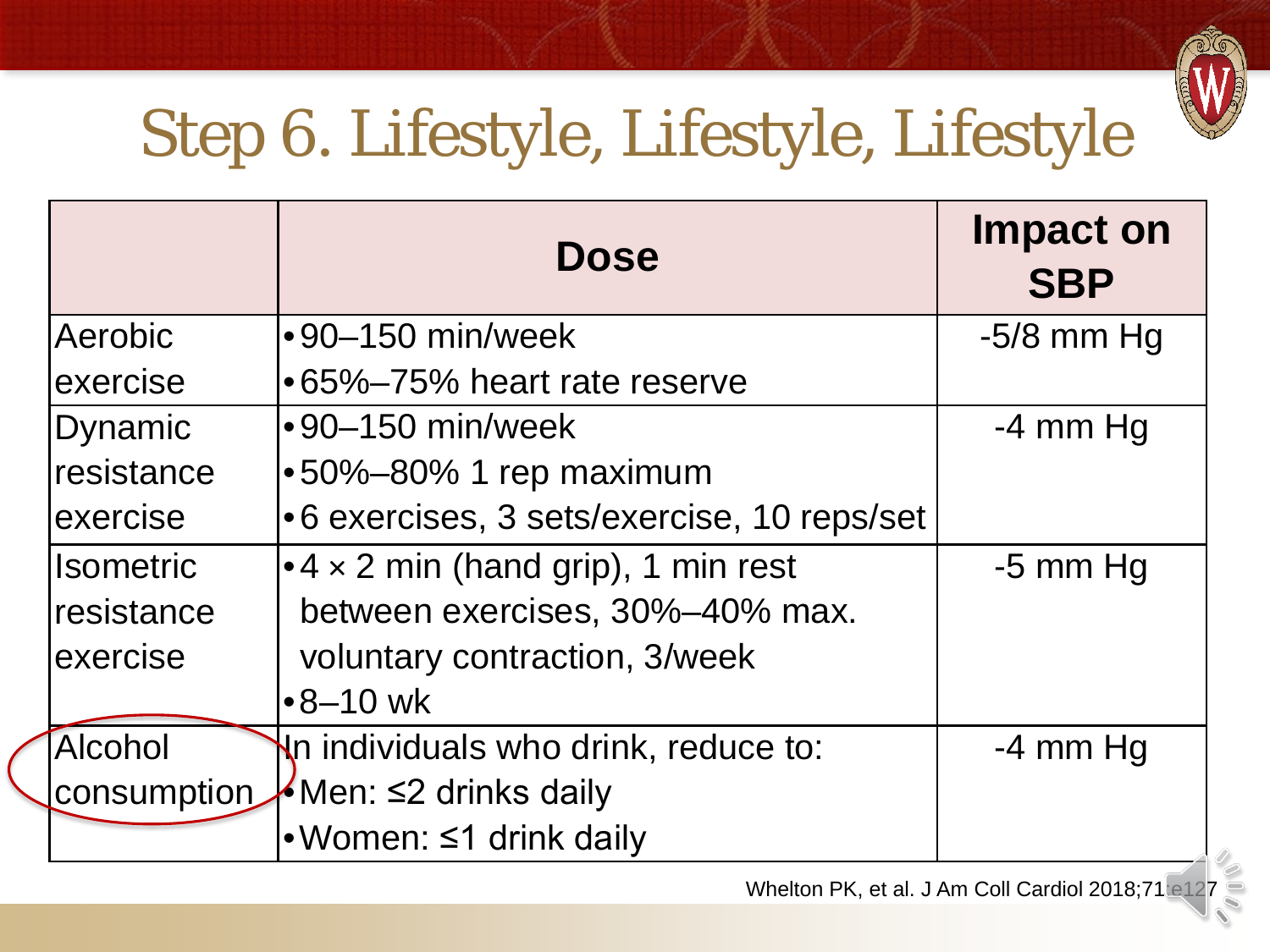# Step 6. Lifestyle, Lifestyle, Lifestyle

| | Dose | Impact on SBP |
|---|---|---|
| Aerobic exercise | • 90–150 min/week<br>• 65%–75% heart rate reserve | -5/8 mm Hg |
| Dynamic resistance exercise | • 90–150 min/week<br>• 50%–80% 1 rep maximum<br>• 6 exercises, 3 sets/exercise, 10 reps/set | -4 mm Hg |
| Isometric resistance exercise | • 4 × 2 min (hand grip), 1 min rest between exercises, 30%–40% max. voluntary contraction, 3/week<br>• 8–10 wk | -5 mm Hg |
| Alcohol consumption | In individuals who drink, reduce to:<br>• Men: ≤2 drinks daily<br>• Women: ≤1 drink daily | -4 mm Hg |

Whelton PK, et al. J Am Coll Cardiol 2018;71:e127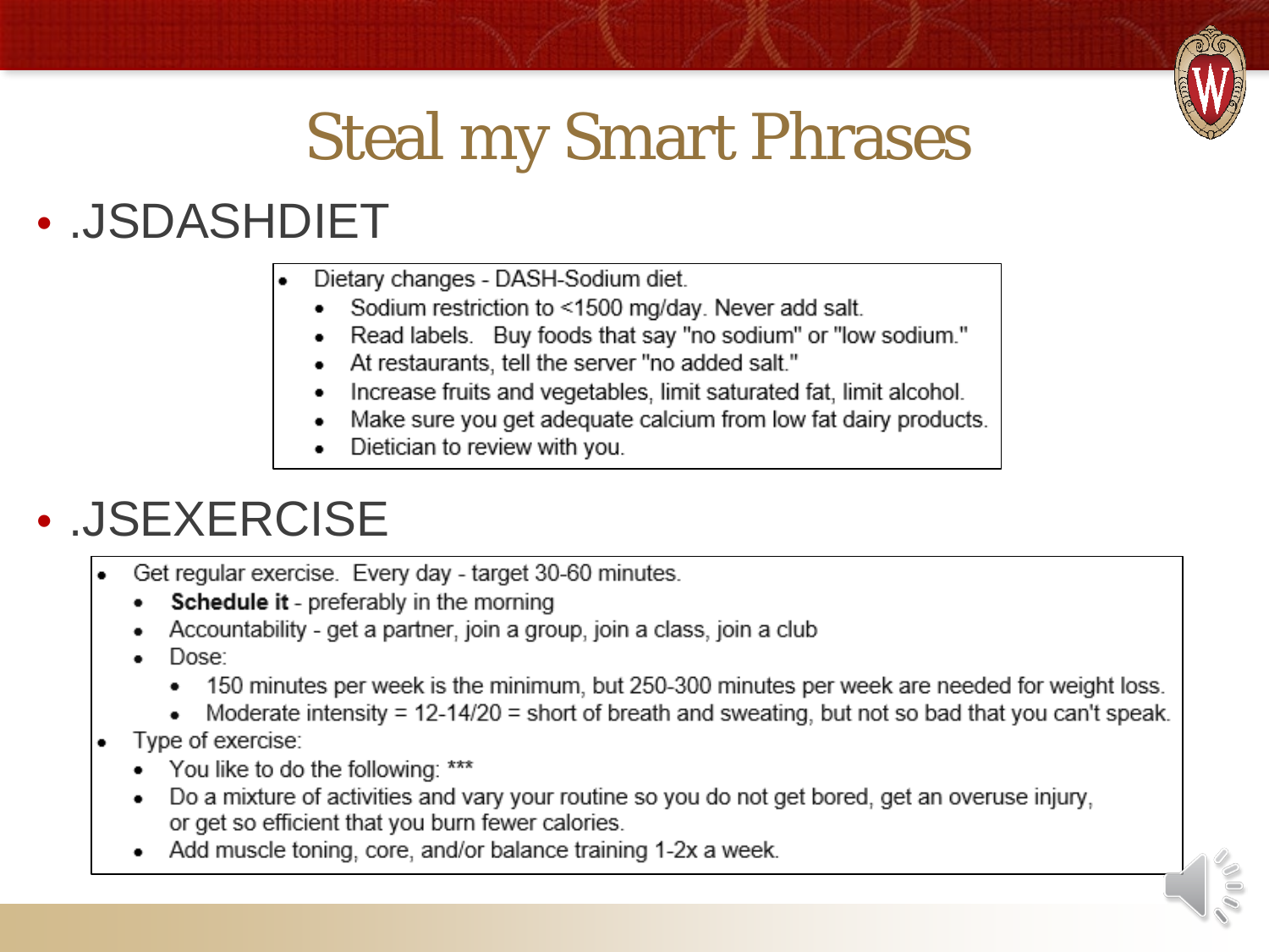# Steal my Smart Phrases

- .JSDASHDIET

  - Dietary changes - DASH-Sodium diet.
    - Sodium restriction to <1500 mg/day. Never add salt.
    - Read labels. Buy foods that say "no sodium" or "low sodium."
    - At restaurants, tell the server "no added salt."
    - Increase fruits and vegetables, limit saturated fat, limit alcohol.
    - Make sure you get adequate calcium from low fat dairy products.
    - Dietician to review with you.

- .JSEXERCISE

  - Get regular exercise. Every day - target 30-60 minutes.
    - **Schedule it** - preferably in the morning
    - Accountability - get a partner, join a group, join a class, join a club
    - Dose:
      - 150 minutes per week is the minimum, but 250-300 minutes per week are needed for weight loss.
      - Moderate intensity = 12-14/20 = short of breath and sweating, but not so bad that you can't speak.
  - Type of exercise:
    - You like to do the following: ***
    - Do a mixture of activities and vary your routine so you do not get bored, get an overuse injury, or get so efficient that you burn fewer calories.
    - Add muscle toning, core, and/or balance training 1-2x a week.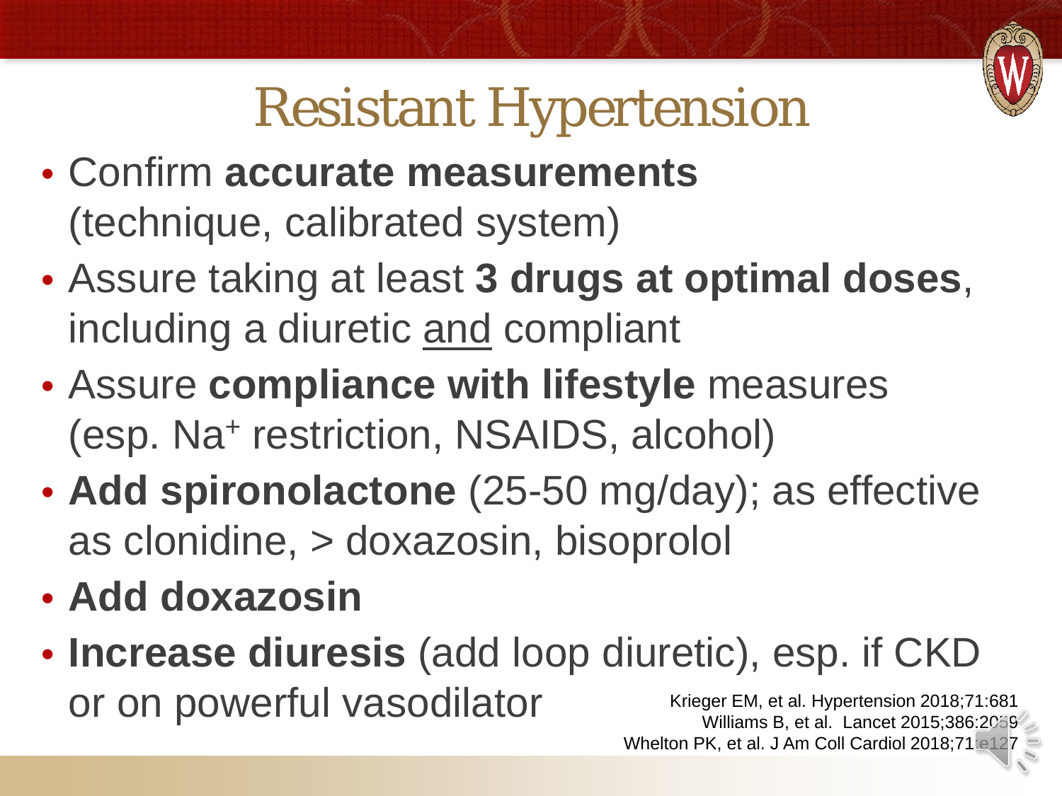# Resistant Hypertension

- Confirm **accurate measurements** (technique, calibrated system)
- Assure taking at least **3 drugs at optimal doses**, including a diuretic <u>and</u> compliant
- Assure **compliance with lifestyle** measures (esp. $Na^+$ restriction, NSAIDS, alcohol)
- **Add spironolactone** (25-50 mg/day); as effective as clonidine, > doxazosin, bisoprolol
- **Add doxazosin**
- **Increase diuresis** (add loop diuretic), esp. if CKD or on powerful vasodilator

Krieger EM, et al. Hypertension 2018;71:681
Williams B, et al. Lancet 2015;386:2059
Whelton PK, et al. J Am Coll Cardiol 2018;71:e127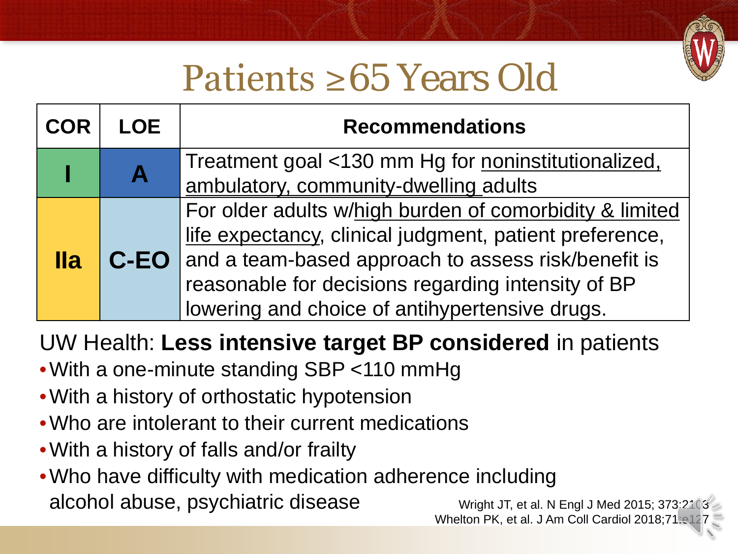# Patients ≥65 Years Old

| COR | LOE | Recommendations |
|---|---|---|
| I | A | Treatment goal <130 mm Hg for noninstitutionalized, ambulatory, community-dwelling adults |
| IIa | C-EO | For older adults w/high burden of comorbidity & limited life expectancy, clinical judgment, patient preference, and a team-based approach to assess risk/benefit is reasonable for decisions regarding intensity of BP lowering and choice of antihypertensive drugs. |

UW Health: **Less intensive target BP considered** in patients

- With a one-minute standing SBP <110 mmHg
- With a history of orthostatic hypotension
- Who are intolerant to their current medications
- With a history of falls and/or frailty
- Who have difficulty with medication adherence including alcohol abuse, psychiatric disease

Wright JT, et al. N Engl J Med 2015; 373:2103
Whelton PK, et al. J Am Coll Cardiol 2018;71:e127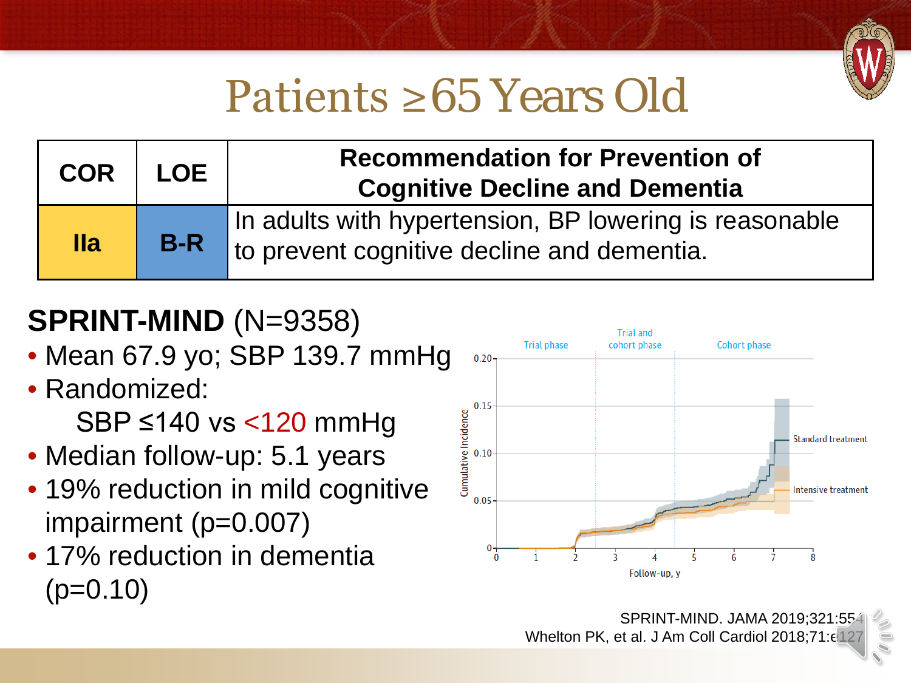# Patients ≥65 Years Old

| COR | LOE | Recommendation for Prevention of Cognitive Decline and Dementia |
|---|---|---|
| IIa | B-R | In adults with hypertension, BP lowering is reasonable to prevent cognitive decline and dementia. |

**SPRINT-MIND** (N=9358)

- Mean 67.9 yo; SBP 139.7 mmHg
- Randomized:
  SBP ≤140 vs <120 mmHg
- Median follow-up: 5.1 years
- 19% reduction in mild cognitive impairment (p=0.007)
- 17% reduction in dementia (p=0.10)

SPRINT-MIND. JAMA 2019;321:554
Whelton PK, et al. J Am Coll Cardiol 2018;71:e127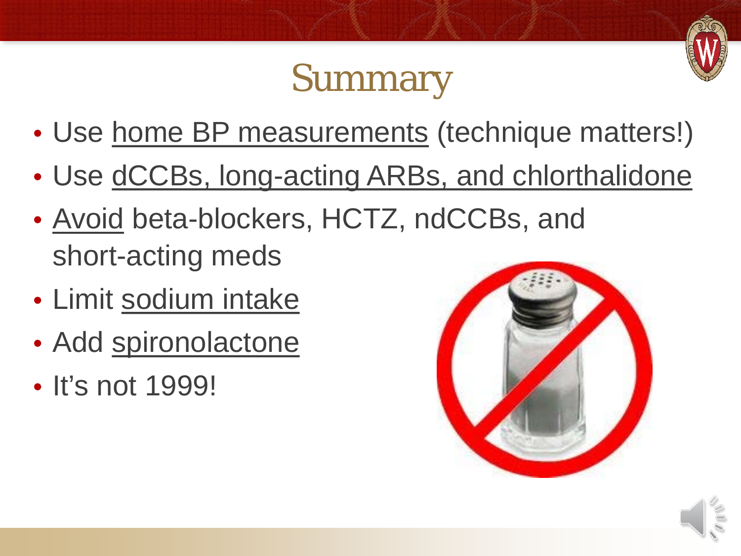# Summary

- Use home BP measurements (technique matters!)
- Use dCCBs, long-acting ARBs, and chlorthalidone
- Avoid beta-blockers, HCTZ, ndCCBs, and short-acting meds
- Limit sodium intake
- Add spironolactone
- It's not 1999!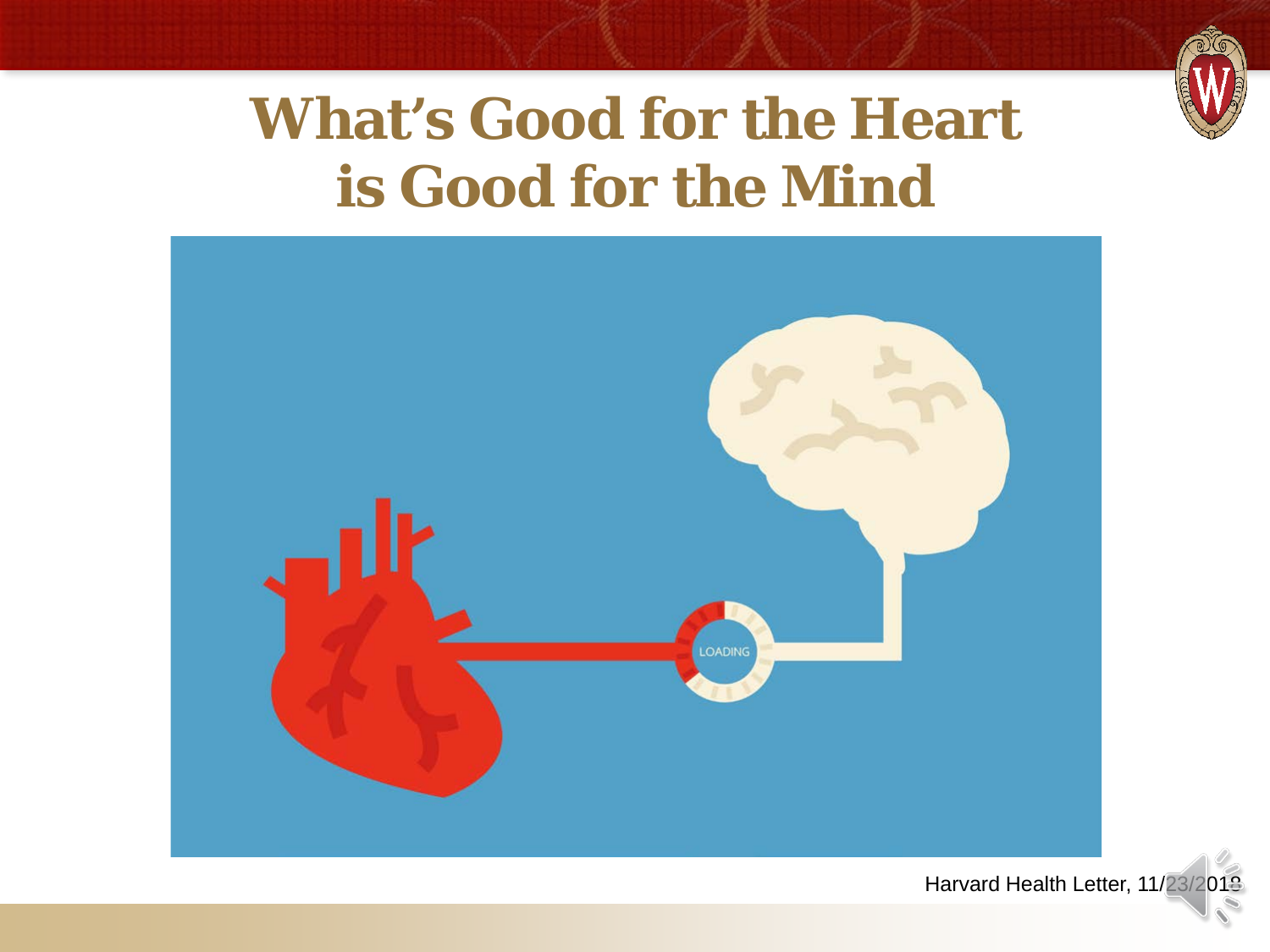# What's Good for the Heart is Good for the Mind

LOADING

Harvard Health Letter, 11/23/2018